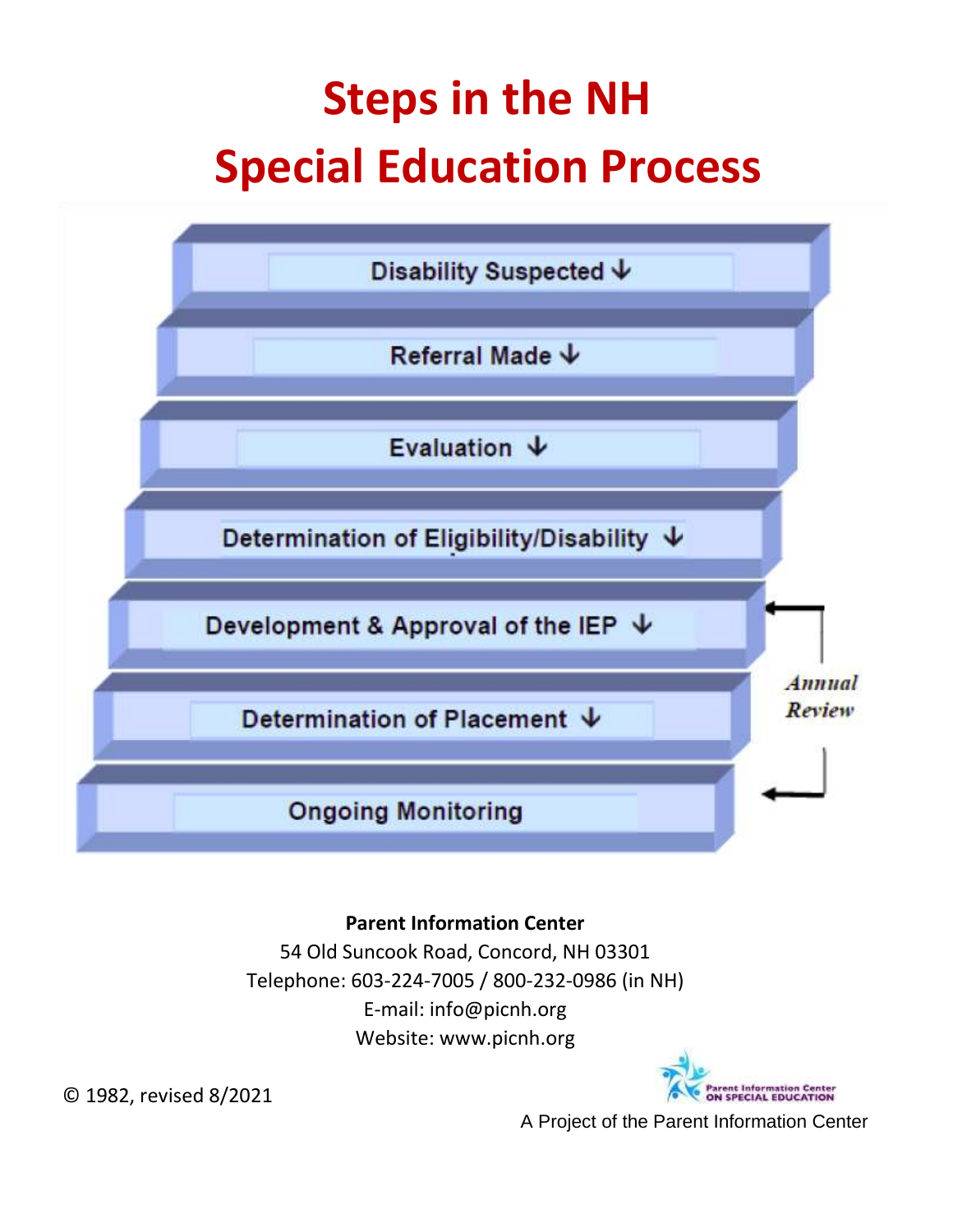# Steps in the NH
# Special Education Process

- Disability Suspected ↓
- Referral Made ↓
- Evaluation ↓
- Determination of Eligibility/Disability ↓
- Development & Approval of the IEP ↓
- Determination of Placement ↓
- Ongoing Monitoring

*Annual Review*

**Parent Information Center**
54 Old Suncook Road, Concord, NH 03301
Telephone: 603-224-7005 / 800-232-0986 (in NH)
E-mail: info@picnh.org
Website: www.picnh.org

© 1982, revised 8/2021

Parent Information Center ON SPECIAL EDUCATION

A Project of the Parent Information Center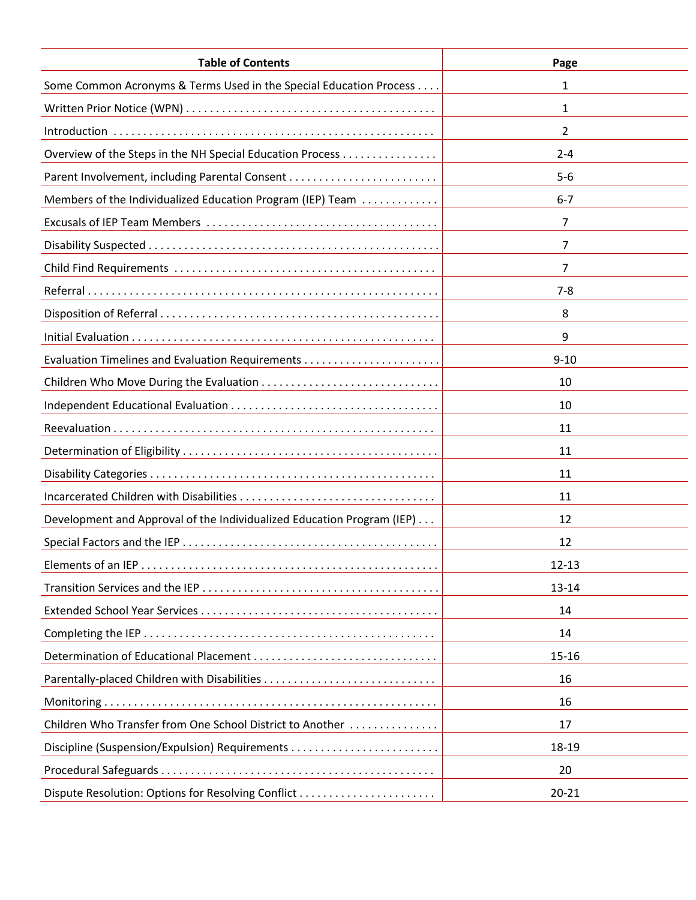| Table of Contents | Page |
| --- | --- |
| Some Common Acronyms & Terms Used in the Special Education Process . . . . | 1 |
| Written Prior Notice (WPN) . . . . . . . . . . . . . . . . . . . . . . . . . . . . . . . . . . . . . . . . . | 1 |
| Introduction . . . . . . . . . . . . . . . . . . . . . . . . . . . . . . . . . . . . . . . . . . . . . . . . . . . . . | 2 |
| Overview of the Steps in the NH Special Education Process . . . . . . . . . . . . . . . . | 2-4 |
| Parent Involvement, including Parental Consent . . . . . . . . . . . . . . . . . . . . . . . . . | 5-6 |
| Members of the Individualized Education Program (IEP) Team . . . . . . . . . . . . . | 6-7 |
| Excusals of IEP Team Members . . . . . . . . . . . . . . . . . . . . . . . . . . . . . . . . . . . . . . | 7 |
| Disability Suspected . . . . . . . . . . . . . . . . . . . . . . . . . . . . . . . . . . . . . . . . . . . . . . . | 7 |
| Child Find Requirements . . . . . . . . . . . . . . . . . . . . . . . . . . . . . . . . . . . . . . . . . . | 7 |
| Referral . . . . . . . . . . . . . . . . . . . . . . . . . . . . . . . . . . . . . . . . . . . . . . . . . . . . . . . . . . | 7-8 |
| Disposition of Referral . . . . . . . . . . . . . . . . . . . . . . . . . . . . . . . . . . . . . . . . . . . . . . | 8 |
| Initial Evaluation . . . . . . . . . . . . . . . . . . . . . . . . . . . . . . . . . . . . . . . . . . . . . . . . . . | 9 |
| Evaluation Timelines and Evaluation Requirements . . . . . . . . . . . . . . . . . . . . . . . | 9-10 |
| Children Who Move During the Evaluation . . . . . . . . . . . . . . . . . . . . . . . . . . . . . | 10 |
| Independent Educational Evaluation . . . . . . . . . . . . . . . . . . . . . . . . . . . . . . . . . . | 10 |
| Reevaluation . . . . . . . . . . . . . . . . . . . . . . . . . . . . . . . . . . . . . . . . . . . . . . . . . . . . . | 11 |
| Determination of Eligibility . . . . . . . . . . . . . . . . . . . . . . . . . . . . . . . . . . . . . . . . . . | 11 |
| Disability Categories . . . . . . . . . . . . . . . . . . . . . . . . . . . . . . . . . . . . . . . . . . . . . . . | 11 |
| Incarcerated Children with Disabilities . . . . . . . . . . . . . . . . . . . . . . . . . . . . . . . . | 11 |
| Development and Approval of the Individualized Education Program (IEP) . . . | 12 |
| Special Factors and the IEP . . . . . . . . . . . . . . . . . . . . . . . . . . . . . . . . . . . . . . . . . | 12 |
| Elements of an IEP . . . . . . . . . . . . . . . . . . . . . . . . . . . . . . . . . . . . . . . . . . . . . . . . | 12-13 |
| Transition Services and the IEP . . . . . . . . . . . . . . . . . . . . . . . . . . . . . . . . . . . . . . | 13-14 |
| Extended School Year Services . . . . . . . . . . . . . . . . . . . . . . . . . . . . . . . . . . . . . . . | 14 |
| Completing the IEP . . . . . . . . . . . . . . . . . . . . . . . . . . . . . . . . . . . . . . . . . . . . . . . . | 14 |
| Determination of Educational Placement . . . . . . . . . . . . . . . . . . . . . . . . . . . . . . | 15-16 |
| Parentally-placed Children with Disabilities . . . . . . . . . . . . . . . . . . . . . . . . . . . . | 16 |
| Monitoring . . . . . . . . . . . . . . . . . . . . . . . . . . . . . . . . . . . . . . . . . . . . . . . . . . . . . . . | 16 |
| Children Who Transfer from One School District to Another . . . . . . . . . . . . . . | 17 |
| Discipline (Suspension/Expulsion) Requirements . . . . . . . . . . . . . . . . . . . . . . . . | 18-19 |
| Procedural Safeguards . . . . . . . . . . . . . . . . . . . . . . . . . . . . . . . . . . . . . . . . . . . . . | 20 |
| Dispute Resolution: Options for Resolving Conflict . . . . . . . . . . . . . . . . . . . . . . . | 20-21 |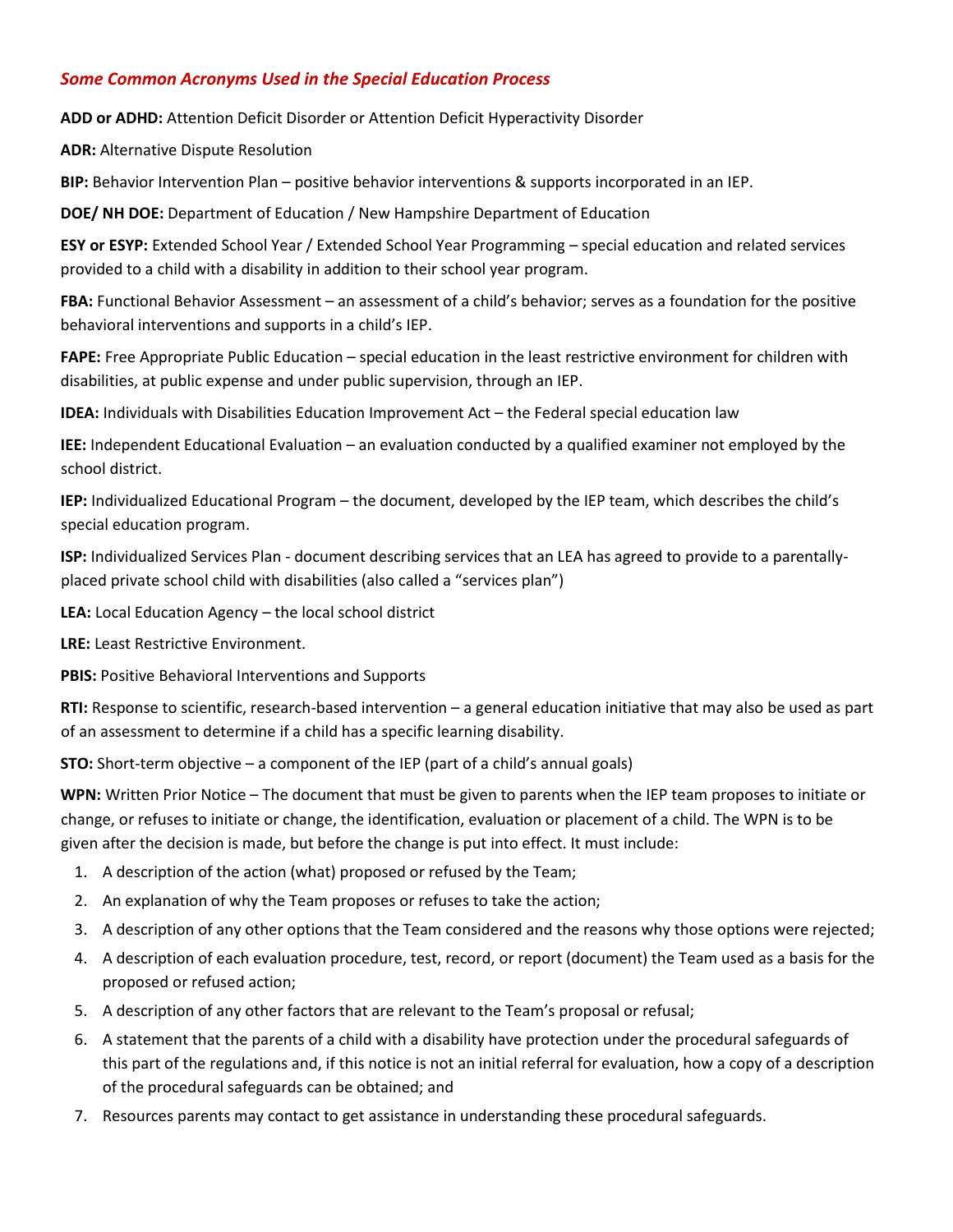## *Some Common Acronyms Used in the Special Education Process*

**ADD or ADHD:** Attention Deficit Disorder or Attention Deficit Hyperactivity Disorder

**ADR:** Alternative Dispute Resolution

**BIP:** Behavior Intervention Plan – positive behavior interventions & supports incorporated in an IEP.

**DOE/ NH DOE:** Department of Education / New Hampshire Department of Education

**ESY or ESYP:** Extended School Year / Extended School Year Programming – special education and related services provided to a child with a disability in addition to their school year program.

**FBA:** Functional Behavior Assessment – an assessment of a child's behavior; serves as a foundation for the positive behavioral interventions and supports in a child's IEP.

**FAPE:** Free Appropriate Public Education – special education in the least restrictive environment for children with disabilities, at public expense and under public supervision, through an IEP.

**IDEA:** Individuals with Disabilities Education Improvement Act – the Federal special education law

**IEE:** Independent Educational Evaluation – an evaluation conducted by a qualified examiner not employed by the school district.

**IEP:** Individualized Educational Program – the document, developed by the IEP team, which describes the child's special education program.

**ISP:** Individualized Services Plan - document describing services that an LEA has agreed to provide to a parentally-placed private school child with disabilities (also called a "services plan")

**LEA:** Local Education Agency – the local school district

**LRE:** Least Restrictive Environment.

**PBIS:** Positive Behavioral Interventions and Supports

**RTI:** Response to scientific, research-based intervention – a general education initiative that may also be used as part of an assessment to determine if a child has a specific learning disability.

**STO:** Short-term objective – a component of the IEP (part of a child's annual goals)

**WPN:** Written Prior Notice – The document that must be given to parents when the IEP team proposes to initiate or change, or refuses to initiate or change, the identification, evaluation or placement of a child. The WPN is to be given after the decision is made, but before the change is put into effect. It must include:

1. A description of the action (what) proposed or refused by the Team;
2. An explanation of why the Team proposes or refuses to take the action;
3. A description of any other options that the Team considered and the reasons why those options were rejected;
4. A description of each evaluation procedure, test, record, or report (document) the Team used as a basis for the proposed or refused action;
5. A description of any other factors that are relevant to the Team's proposal or refusal;
6. A statement that the parents of a child with a disability have protection under the procedural safeguards of this part of the regulations and, if this notice is not an initial referral for evaluation, how a copy of a description of the procedural safeguards can be obtained; and
7. Resources parents may contact to get assistance in understanding these procedural safeguards.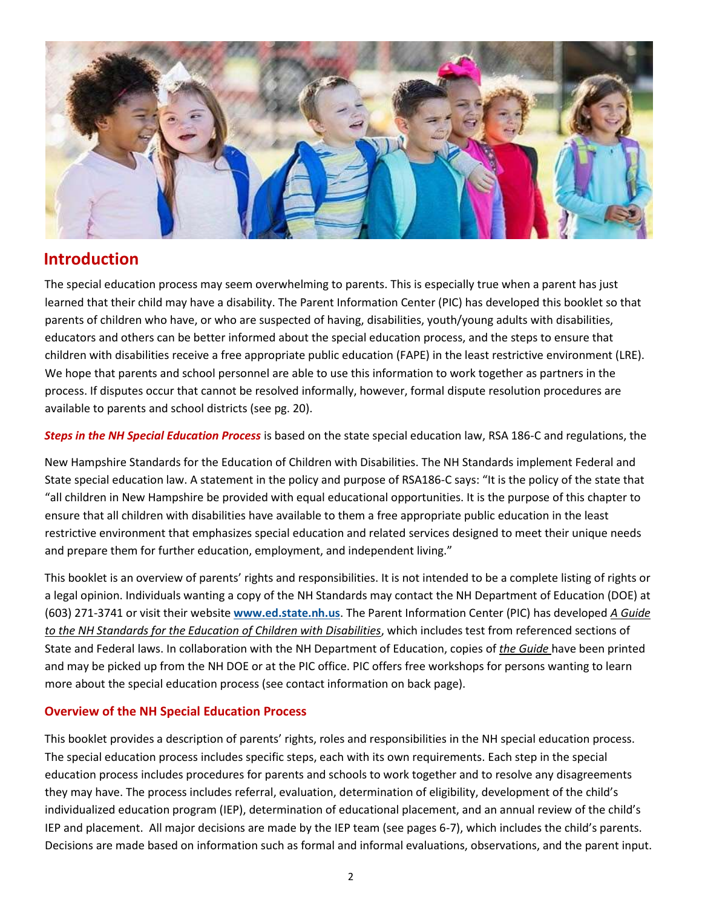## Introduction

The special education process may seem overwhelming to parents. This is especially true when a parent has just learned that their child may have a disability. The Parent Information Center (PIC) has developed this booklet so that parents of children who have, or who are suspected of having, disabilities, youth/young adults with disabilities, educators and others can be better informed about the special education process, and the steps to ensure that children with disabilities receive a free appropriate public education (FAPE) in the least restrictive environment (LRE). We hope that parents and school personnel are able to use this information to work together as partners in the process. If disputes occur that cannot be resolved informally, however, formal dispute resolution procedures are available to parents and school districts (see pg. 20).

***Steps in the NH Special Education Process*** is based on the state special education law, RSA 186-C and regulations, the

New Hampshire Standards for the Education of Children with Disabilities. The NH Standards implement Federal and State special education law. A statement in the policy and purpose of RSA186-C says: "It is the policy of the state that "all children in New Hampshire be provided with equal educational opportunities. It is the purpose of this chapter to ensure that all children with disabilities have available to them a free appropriate public education in the least restrictive environment that emphasizes special education and related services designed to meet their unique needs and prepare them for further education, employment, and independent living."

This booklet is an overview of parents' rights and responsibilities. It is not intended to be a complete listing of rights or a legal opinion. Individuals wanting a copy of the NH Standards may contact the NH Department of Education (DOE) at (603) 271-3741 or visit their website **www.ed.state.nh.us**. The Parent Information Center (PIC) has developed *A Guide to the NH Standards for the Education of Children with Disabilities*, which includes test from referenced sections of State and Federal laws. In collaboration with the NH Department of Education, copies of *the Guide* have been printed and may be picked up from the NH DOE or at the PIC office. PIC offers free workshops for persons wanting to learn more about the special education process (see contact information on back page).

### Overview of the NH Special Education Process

This booklet provides a description of parents' rights, roles and responsibilities in the NH special education process. The special education process includes specific steps, each with its own requirements. Each step in the special education process includes procedures for parents and schools to work together and to resolve any disagreements they may have. The process includes referral, evaluation, determination of eligibility, development of the child's individualized education program (IEP), determination of educational placement, and an annual review of the child's IEP and placement. All major decisions are made by the IEP team (see pages 6-7), which includes the child's parents. Decisions are made based on information such as formal and informal evaluations, observations, and the parent input.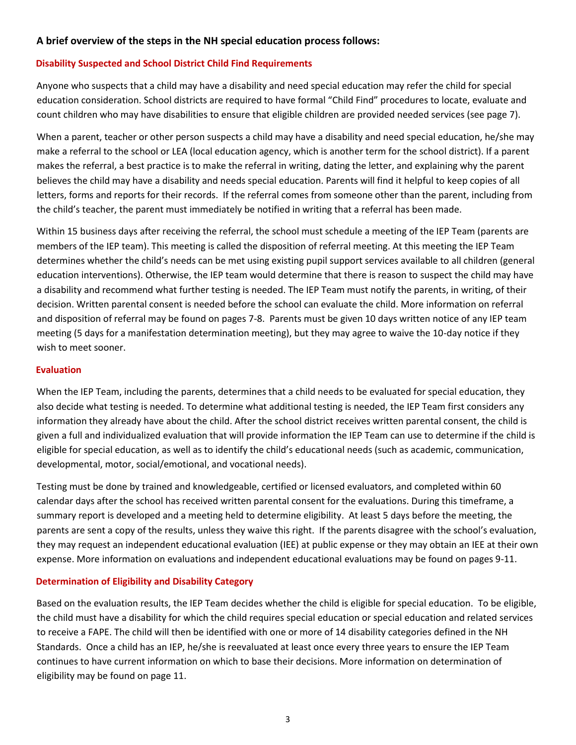## A brief overview of the steps in the NH special education process follows:

### Disability Suspected and School District Child Find Requirements

Anyone who suspects that a child may have a disability and need special education may refer the child for special education consideration. School districts are required to have formal "Child Find" procedures to locate, evaluate and count children who may have disabilities to ensure that eligible children are provided needed services (see page 7).

When a parent, teacher or other person suspects a child may have a disability and need special education, he/she may make a referral to the school or LEA (local education agency, which is another term for the school district). If a parent makes the referral, a best practice is to make the referral in writing, dating the letter, and explaining why the parent believes the child may have a disability and needs special education. Parents will find it helpful to keep copies of all letters, forms and reports for their records. If the referral comes from someone other than the parent, including from the child's teacher, the parent must immediately be notified in writing that a referral has been made.

Within 15 business days after receiving the referral, the school must schedule a meeting of the IEP Team (parents are members of the IEP team). This meeting is called the disposition of referral meeting. At this meeting the IEP Team determines whether the child's needs can be met using existing pupil support services available to all children (general education interventions). Otherwise, the IEP team would determine that there is reason to suspect the child may have a disability and recommend what further testing is needed. The IEP Team must notify the parents, in writing, of their decision. Written parental consent is needed before the school can evaluate the child. More information on referral and disposition of referral may be found on pages 7-8. Parents must be given 10 days written notice of any IEP team meeting (5 days for a manifestation determination meeting), but they may agree to waive the 10-day notice if they wish to meet sooner.

### Evaluation

When the IEP Team, including the parents, determines that a child needs to be evaluated for special education, they also decide what testing is needed. To determine what additional testing is needed, the IEP Team first considers any information they already have about the child. After the school district receives written parental consent, the child is given a full and individualized evaluation that will provide information the IEP Team can use to determine if the child is eligible for special education, as well as to identify the child's educational needs (such as academic, communication, developmental, motor, social/emotional, and vocational needs).

Testing must be done by trained and knowledgeable, certified or licensed evaluators, and completed within 60 calendar days after the school has received written parental consent for the evaluations. During this timeframe, a summary report is developed and a meeting held to determine eligibility. At least 5 days before the meeting, the parents are sent a copy of the results, unless they waive this right. If the parents disagree with the school's evaluation, they may request an independent educational evaluation (IEE) at public expense or they may obtain an IEE at their own expense. More information on evaluations and independent educational evaluations may be found on pages 9-11.

### Determination of Eligibility and Disability Category

Based on the evaluation results, the IEP Team decides whether the child is eligible for special education. To be eligible, the child must have a disability for which the child requires special education or special education and related services to receive a FAPE. The child will then be identified with one or more of 14 disability categories defined in the NH Standards. Once a child has an IEP, he/she is reevaluated at least once every three years to ensure the IEP Team continues to have current information on which to base their decisions. More information on determination of eligibility may be found on page 11.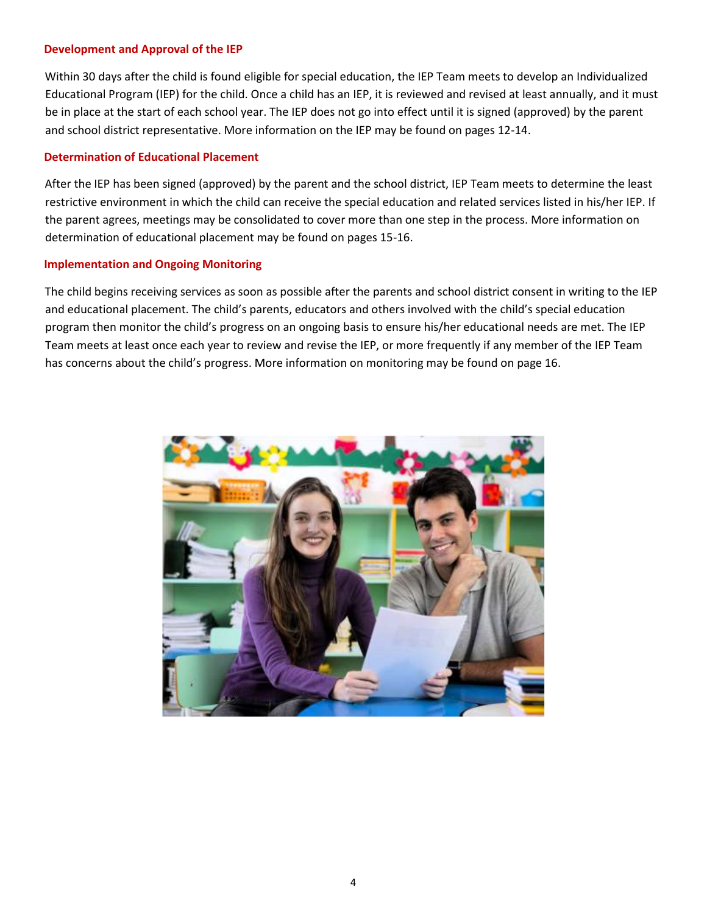### Development and Approval of the IEP

Within 30 days after the child is found eligible for special education, the IEP Team meets to develop an Individualized Educational Program (IEP) for the child. Once a child has an IEP, it is reviewed and revised at least annually, and it must be in place at the start of each school year. The IEP does not go into effect until it is signed (approved) by the parent and school district representative. More information on the IEP may be found on pages 12-14.

### Determination of Educational Placement

After the IEP has been signed (approved) by the parent and the school district, IEP Team meets to determine the least restrictive environment in which the child can receive the special education and related services listed in his/her IEP. If the parent agrees, meetings may be consolidated to cover more than one step in the process. More information on determination of educational placement may be found on pages 15-16.

### Implementation and Ongoing Monitoring

The child begins receiving services as soon as possible after the parents and school district consent in writing to the IEP and educational placement. The child's parents, educators and others involved with the child's special education program then monitor the child's progress on an ongoing basis to ensure his/her educational needs are met. The IEP Team meets at least once each year to review and revise the IEP, or more frequently if any member of the IEP Team has concerns about the child's progress. More information on monitoring may be found on page 16.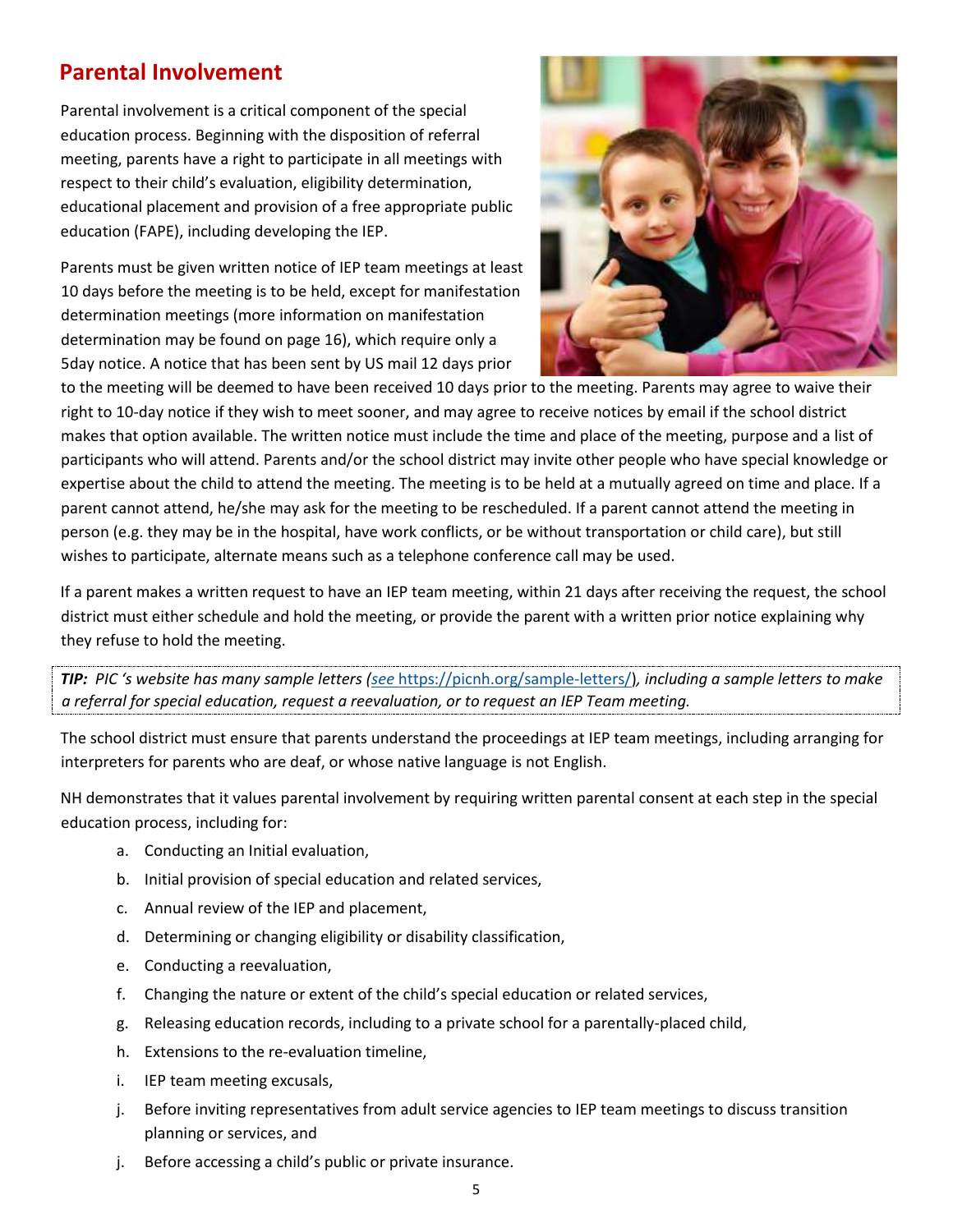## Parental Involvement

Parental involvement is a critical component of the special education process. Beginning with the disposition of referral meeting, parents have a right to participate in all meetings with respect to their child's evaluation, eligibility determination, educational placement and provision of a free appropriate public education (FAPE), including developing the IEP.

Parents must be given written notice of IEP team meetings at least 10 days before the meeting is to be held, except for manifestation determination meetings (more information on manifestation determination may be found on page 16), which require only a 5day notice. A notice that has been sent by US mail 12 days prior to the meeting will be deemed to have been received 10 days prior to the meeting. Parents may agree to waive their right to 10-day notice if they wish to meet sooner, and may agree to receive notices by email if the school district makes that option available. The written notice must include the time and place of the meeting, purpose and a list of participants who will attend. Parents and/or the school district may invite other people who have special knowledge or expertise about the child to attend the meeting. The meeting is to be held at a mutually agreed on time and place. If a parent cannot attend, he/she may ask for the meeting to be rescheduled. If a parent cannot attend the meeting in person (e.g. they may be in the hospital, have work conflicts, or be without transportation or child care), but still wishes to participate, alternate means such as a telephone conference call may be used.

If a parent makes a written request to have an IEP team meeting, within 21 days after receiving the request, the school district must either schedule and hold the meeting, or provide the parent with a written prior notice explaining why they refuse to hold the meeting.

***TIP:*** *PIC 's website has many sample letters (see https://picnh.org/sample-letters/), including a sample letters to make a referral for special education, request a reevaluation, or to request an IEP Team meeting.*

The school district must ensure that parents understand the proceedings at IEP team meetings, including arranging for interpreters for parents who are deaf, or whose native language is not English.

NH demonstrates that it values parental involvement by requiring written parental consent at each step in the special education process, including for:

a. Conducting an Initial evaluation,
b. Initial provision of special education and related services,
c. Annual review of the IEP and placement,
d. Determining or changing eligibility or disability classification,
e. Conducting a reevaluation,
f. Changing the nature or extent of the child's special education or related services,
g. Releasing education records, including to a private school for a parentally-placed child,
h. Extensions to the re-evaluation timeline,
i. IEP team meeting excusals,
j. Before inviting representatives from adult service agencies to IEP team meetings to discuss transition planning or services, and
j. Before accessing a child's public or private insurance.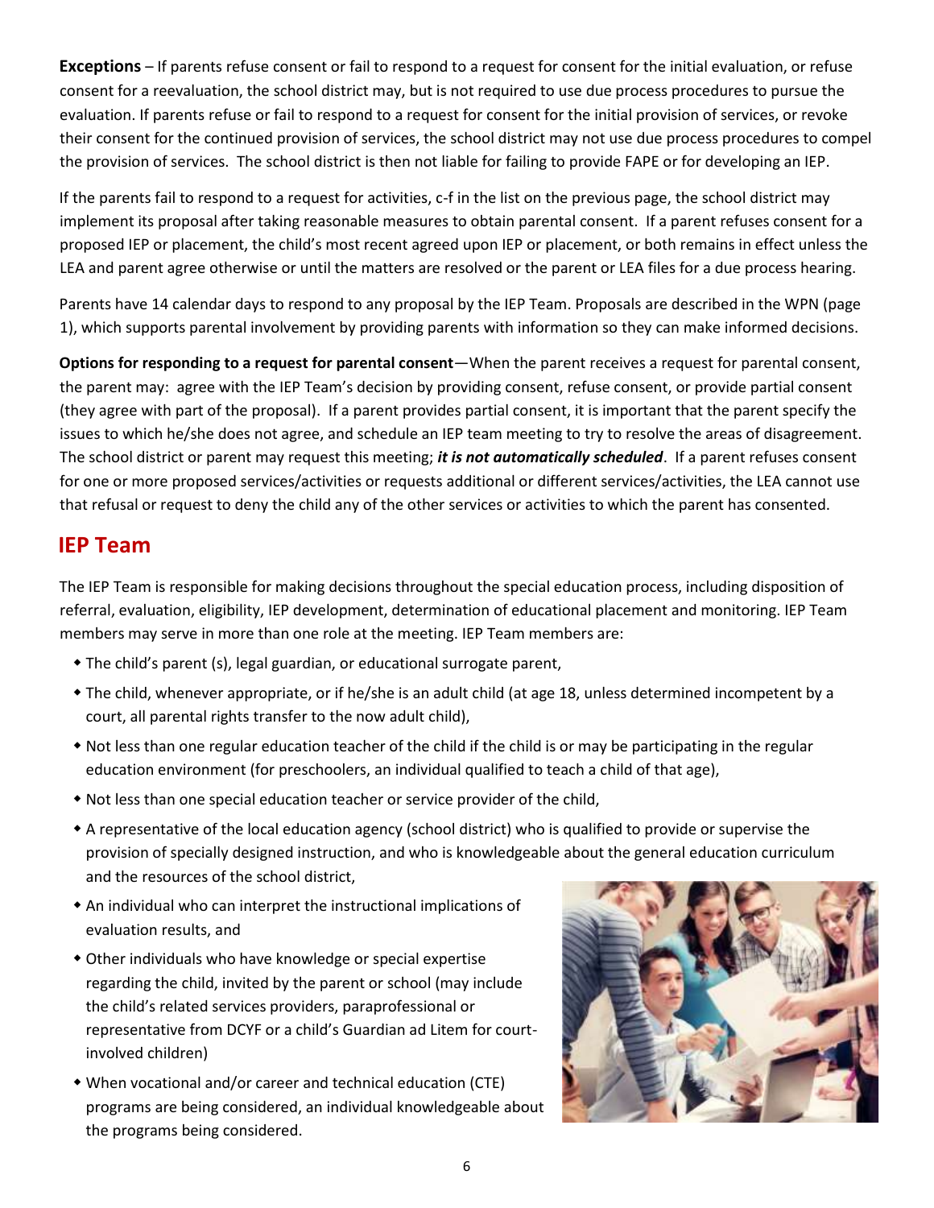**Exceptions** – If parents refuse consent or fail to respond to a request for consent for the initial evaluation, or refuse consent for a reevaluation, the school district may, but is not required to use due process procedures to pursue the evaluation. If parents refuse or fail to respond to a request for consent for the initial provision of services, or revoke their consent for the continued provision of services, the school district may not use due process procedures to compel the provision of services. The school district is then not liable for failing to provide FAPE or for developing an IEP.

If the parents fail to respond to a request for activities, c-f in the list on the previous page, the school district may implement its proposal after taking reasonable measures to obtain parental consent. If a parent refuses consent for a proposed IEP or placement, the child's most recent agreed upon IEP or placement, or both remains in effect unless the LEA and parent agree otherwise or until the matters are resolved or the parent or LEA files for a due process hearing.

Parents have 14 calendar days to respond to any proposal by the IEP Team. Proposals are described in the WPN (page 1), which supports parental involvement by providing parents with information so they can make informed decisions.

**Options for responding to a request for parental consent**—When the parent receives a request for parental consent, the parent may: agree with the IEP Team's decision by providing consent, refuse consent, or provide partial consent (they agree with part of the proposal). If a parent provides partial consent, it is important that the parent specify the issues to which he/she does not agree, and schedule an IEP team meeting to try to resolve the areas of disagreement. The school district or parent may request this meeting; ***it is not automatically scheduled***. If a parent refuses consent for one or more proposed services/activities or requests additional or different services/activities, the LEA cannot use that refusal or request to deny the child any of the other services or activities to which the parent has consented.

## IEP Team

The IEP Team is responsible for making decisions throughout the special education process, including disposition of referral, evaluation, eligibility, IEP development, determination of educational placement and monitoring. IEP Team members may serve in more than one role at the meeting. IEP Team members are:

- The child's parent (s), legal guardian, or educational surrogate parent,
- The child, whenever appropriate, or if he/she is an adult child (at age 18, unless determined incompetent by a court, all parental rights transfer to the now adult child),
- Not less than one regular education teacher of the child if the child is or may be participating in the regular education environment (for preschoolers, an individual qualified to teach a child of that age),
- Not less than one special education teacher or service provider of the child,
- A representative of the local education agency (school district) who is qualified to provide or supervise the provision of specially designed instruction, and who is knowledgeable about the general education curriculum and the resources of the school district,
- An individual who can interpret the instructional implications of evaluation results, and
- Other individuals who have knowledge or special expertise regarding the child, invited by the parent or school (may include the child's related services providers, paraprofessional or representative from DCYF or a child's Guardian ad Litem for court-involved children)
- When vocational and/or career and technical education (CTE) programs are being considered, an individual knowledgeable about the programs being considered.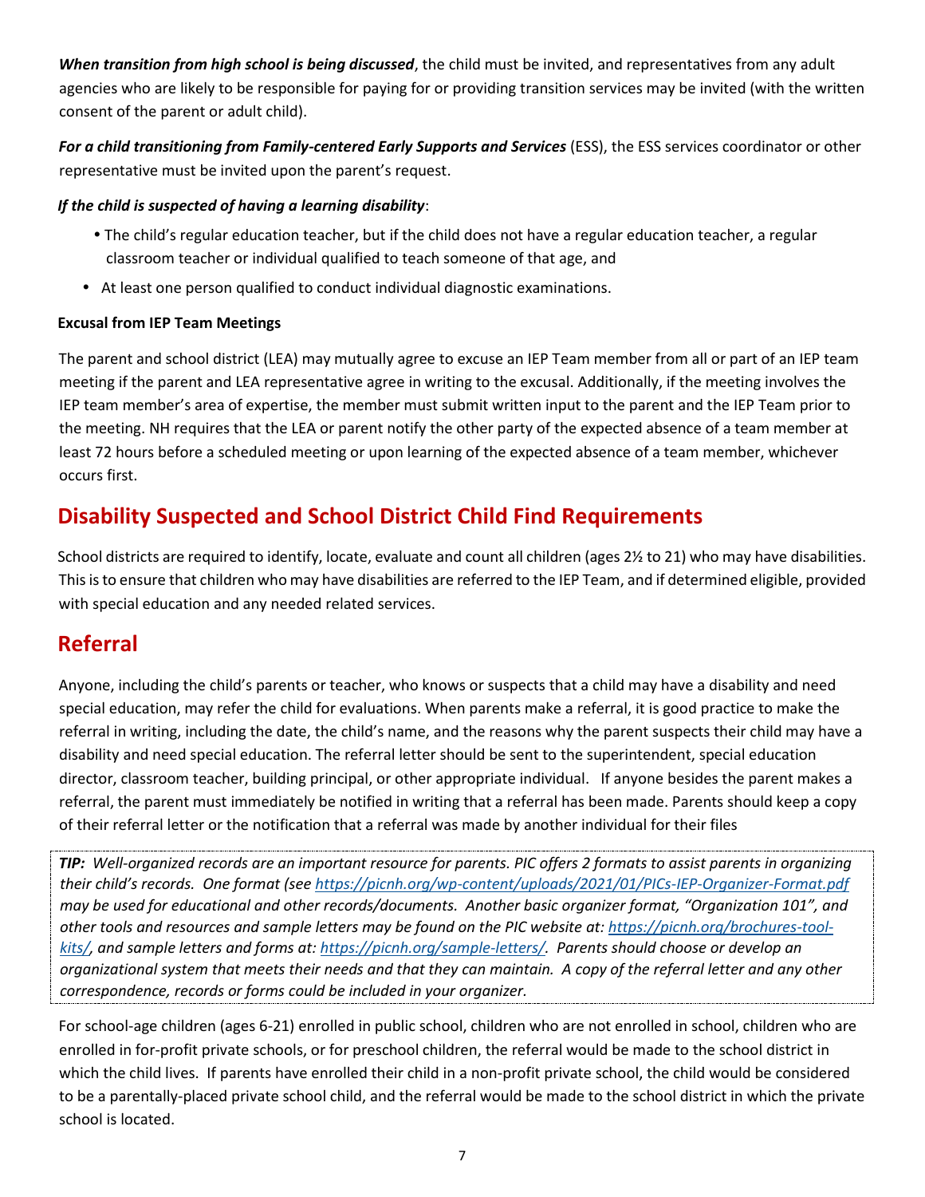***When transition from high school is being discussed***, the child must be invited, and representatives from any adult agencies who are likely to be responsible for paying for or providing transition services may be invited (with the written consent of the parent or adult child).

***For a child transitioning from Family-centered Early Supports and Services*** (ESS), the ESS services coordinator or other representative must be invited upon the parent's request.

***If the child is suspected of having a learning disability***:

- The child's regular education teacher, but if the child does not have a regular education teacher, a regular classroom teacher or individual qualified to teach someone of that age, and
- At least one person qualified to conduct individual diagnostic examinations.

**Excusal from IEP Team Meetings**

The parent and school district (LEA) may mutually agree to excuse an IEP Team member from all or part of an IEP team meeting if the parent and LEA representative agree in writing to the excusal. Additionally, if the meeting involves the IEP team member's area of expertise, the member must submit written input to the parent and the IEP Team prior to the meeting. NH requires that the LEA or parent notify the other party of the expected absence of a team member at least 72 hours before a scheduled meeting or upon learning of the expected absence of a team member, whichever occurs first.

## Disability Suspected and School District Child Find Requirements

School districts are required to identify, locate, evaluate and count all children (ages 2½ to 21) who may have disabilities. This is to ensure that children who may have disabilities are referred to the IEP Team, and if determined eligible, provided with special education and any needed related services.

## Referral

Anyone, including the child's parents or teacher, who knows or suspects that a child may have a disability and need special education, may refer the child for evaluations. When parents make a referral, it is good practice to make the referral in writing, including the date, the child's name, and the reasons why the parent suspects their child may have a disability and need special education. The referral letter should be sent to the superintendent, special education director, classroom teacher, building principal, or other appropriate individual. If anyone besides the parent makes a referral, the parent must immediately be notified in writing that a referral has been made. Parents should keep a copy of their referral letter or the notification that a referral was made by another individual for their files

***TIP:*** *Well-organized records are an important resource for parents. PIC offers 2 formats to assist parents in organizing their child's records. One format (see https://picnh.org/wp-content/uploads/2021/01/PICs-IEP-Organizer-Format.pdf may be used for educational and other records/documents. Another basic organizer format, "Organization 101", and other tools and resources and sample letters may be found on the PIC website at: https://picnh.org/brochures-tool-kits/, and sample letters and forms at: https://picnh.org/sample-letters/. Parents should choose or develop an organizational system that meets their needs and that they can maintain. A copy of the referral letter and any other correspondence, records or forms could be included in your organizer.*

For school-age children (ages 6-21) enrolled in public school, children who are not enrolled in school, children who are enrolled in for-profit private schools, or for preschool children, the referral would be made to the school district in which the child lives. If parents have enrolled their child in a non-profit private school, the child would be considered to be a parentally-placed private school child, and the referral would be made to the school district in which the private school is located.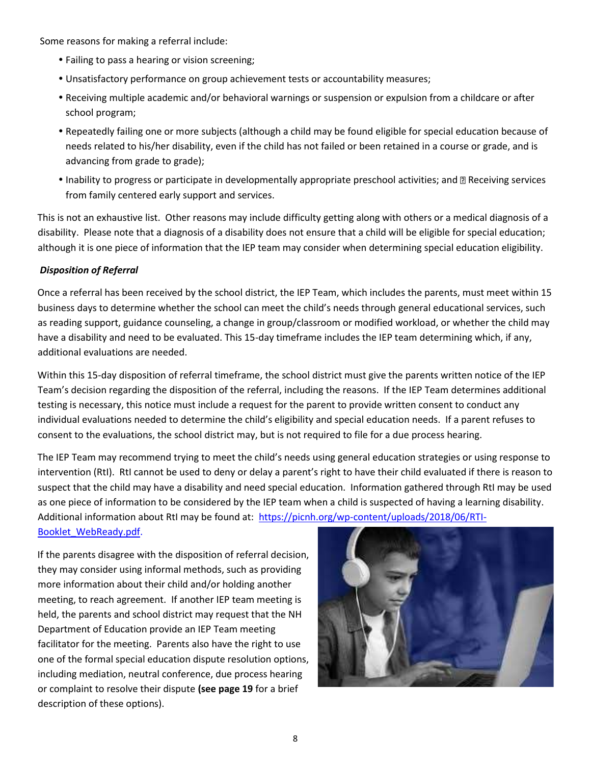Some reasons for making a referral include:

- Failing to pass a hearing or vision screening;
- Unsatisfactory performance on group achievement tests or accountability measures;
- Receiving multiple academic and/or behavioral warnings or suspension or expulsion from a childcare or after school program;
- Repeatedly failing one or more subjects (although a child may be found eligible for special education because of needs related to his/her disability, even if the child has not failed or been retained in a course or grade, and is advancing from grade to grade);
- Inability to progress or participate in developmentally appropriate preschool activities; and  Receiving services from family centered early support and services.

This is not an exhaustive list. Other reasons may include difficulty getting along with others or a medical diagnosis of a disability. Please note that a diagnosis of a disability does not ensure that a child will be eligible for special education; although it is one piece of information that the IEP team may consider when determining special education eligibility.

***Disposition of Referral***

Once a referral has been received by the school district, the IEP Team, which includes the parents, must meet within 15 business days to determine whether the school can meet the child's needs through general educational services, such as reading support, guidance counseling, a change in group/classroom or modified workload, or whether the child may have a disability and need to be evaluated. This 15-day timeframe includes the IEP team determining which, if any, additional evaluations are needed.

Within this 15-day disposition of referral timeframe, the school district must give the parents written notice of the IEP Team's decision regarding the disposition of the referral, including the reasons. If the IEP Team determines additional testing is necessary, this notice must include a request for the parent to provide written consent to conduct any individual evaluations needed to determine the child's eligibility and special education needs. If a parent refuses to consent to the evaluations, the school district may, but is not required to file for a due process hearing.

The IEP Team may recommend trying to meet the child's needs using general education strategies or using response to intervention (RtI). RtI cannot be used to deny or delay a parent's right to have their child evaluated if there is reason to suspect that the child may have a disability and need special education. Information gathered through RtI may be used as one piece of information to be considered by the IEP team when a child is suspected of having a learning disability. Additional information about RtI may be found at: https://picnh.org/wp-content/uploads/2018/06/RTI-Booklet_WebReady.pdf.

If the parents disagree with the disposition of referral decision, they may consider using informal methods, such as providing more information about their child and/or holding another meeting, to reach agreement. If another IEP team meeting is held, the parents and school district may request that the NH Department of Education provide an IEP Team meeting facilitator for the meeting. Parents also have the right to use one of the formal special education dispute resolution options, including mediation, neutral conference, due process hearing or complaint to resolve their dispute **(see page 19** for a brief description of these options).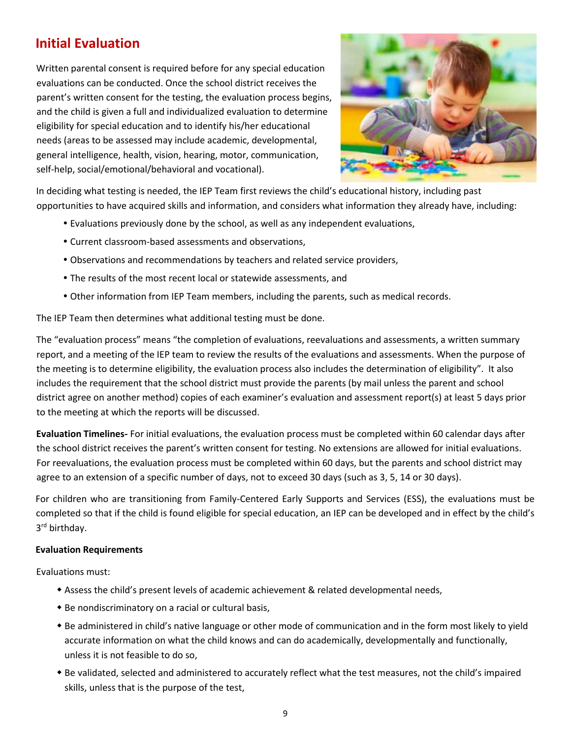## Initial Evaluation

Written parental consent is required before for any special education evaluations can be conducted. Once the school district receives the parent's written consent for the testing, the evaluation process begins, and the child is given a full and individualized evaluation to determine eligibility for special education and to identify his/her educational needs (areas to be assessed may include academic, developmental, general intelligence, health, vision, hearing, motor, communication, self-help, social/emotional/behavioral and vocational).

In deciding what testing is needed, the IEP Team first reviews the child's educational history, including past opportunities to have acquired skills and information, and considers what information they already have, including:

- Evaluations previously done by the school, as well as any independent evaluations,
- Current classroom-based assessments and observations,
- Observations and recommendations by teachers and related service providers,
- The results of the most recent local or statewide assessments, and
- Other information from IEP Team members, including the parents, such as medical records.

The IEP Team then determines what additional testing must be done.

The "evaluation process" means "the completion of evaluations, reevaluations and assessments, a written summary report, and a meeting of the IEP team to review the results of the evaluations and assessments. When the purpose of the meeting is to determine eligibility, the evaluation process also includes the determination of eligibility". It also includes the requirement that the school district must provide the parents (by mail unless the parent and school district agree on another method) copies of each examiner's evaluation and assessment report(s) at least 5 days prior to the meeting at which the reports will be discussed.

**Evaluation Timelines-** For initial evaluations, the evaluation process must be completed within 60 calendar days after the school district receives the parent's written consent for testing. No extensions are allowed for initial evaluations. For reevaluations, the evaluation process must be completed within 60 days, but the parents and school district may agree to an extension of a specific number of days, not to exceed 30 days (such as 3, 5, 14 or 30 days).

For children who are transitioning from Family-Centered Early Supports and Services (ESS), the evaluations must be completed so that if the child is found eligible for special education, an IEP can be developed and in effect by the child's 3rd birthday.

**Evaluation Requirements**

Evaluations must:

- Assess the child's present levels of academic achievement & related developmental needs,
- Be nondiscriminatory on a racial or cultural basis,
- Be administered in child's native language or other mode of communication and in the form most likely to yield accurate information on what the child knows and can do academically, developmentally and functionally, unless it is not feasible to do so,
- Be validated, selected and administered to accurately reflect what the test measures, not the child's impaired skills, unless that is the purpose of the test,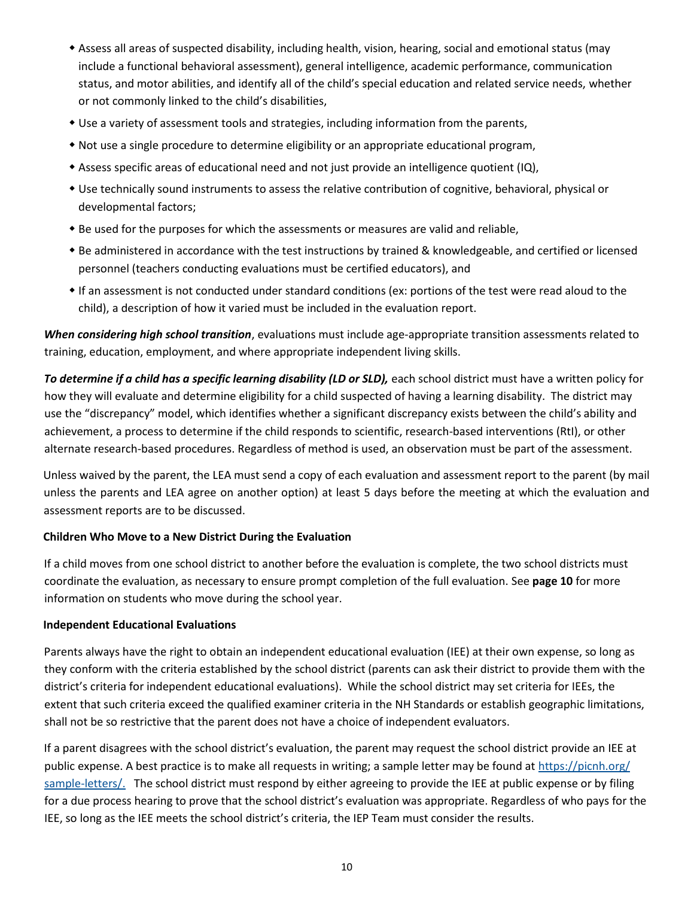- Assess all areas of suspected disability, including health, vision, hearing, social and emotional status (may include a functional behavioral assessment), general intelligence, academic performance, communication status, and motor abilities, and identify all of the child's special education and related service needs, whether or not commonly linked to the child's disabilities,
- Use a variety of assessment tools and strategies, including information from the parents,
- Not use a single procedure to determine eligibility or an appropriate educational program,
- Assess specific areas of educational need and not just provide an intelligence quotient (IQ),
- Use technically sound instruments to assess the relative contribution of cognitive, behavioral, physical or developmental factors;
- Be used for the purposes for which the assessments or measures are valid and reliable,
- Be administered in accordance with the test instructions by trained & knowledgeable, and certified or licensed personnel (teachers conducting evaluations must be certified educators), and
- If an assessment is not conducted under standard conditions (ex: portions of the test were read aloud to the child), a description of how it varied must be included in the evaluation report.

***When considering high school transition***, evaluations must include age-appropriate transition assessments related to training, education, employment, and where appropriate independent living skills.

***To determine if a child has a specific learning disability (LD or SLD),*** each school district must have a written policy for how they will evaluate and determine eligibility for a child suspected of having a learning disability. The district may use the "discrepancy" model, which identifies whether a significant discrepancy exists between the child's ability and achievement, a process to determine if the child responds to scientific, research-based interventions (RtI), or other alternate research-based procedures. Regardless of method is used, an observation must be part of the assessment.

Unless waived by the parent, the LEA must send a copy of each evaluation and assessment report to the parent (by mail unless the parents and LEA agree on another option) at least 5 days before the meeting at which the evaluation and assessment reports are to be discussed.

**Children Who Move to a New District During the Evaluation**

If a child moves from one school district to another before the evaluation is complete, the two school districts must coordinate the evaluation, as necessary to ensure prompt completion of the full evaluation. See **page 10** for more information on students who move during the school year.

**Independent Educational Evaluations**

Parents always have the right to obtain an independent educational evaluation (IEE) at their own expense, so long as they conform with the criteria established by the school district (parents can ask their district to provide them with the district's criteria for independent educational evaluations). While the school district may set criteria for IEEs, the extent that such criteria exceed the qualified examiner criteria in the NH Standards or establish geographic limitations, shall not be so restrictive that the parent does not have a choice of independent evaluators.

If a parent disagrees with the school district's evaluation, the parent may request the school district provide an IEE at public expense. A best practice is to make all requests in writing; a sample letter may be found at [https://picnh.org/sample-letters/.](https://picnh.org/sample-letters/) The school district must respond by either agreeing to provide the IEE at public expense or by filing for a due process hearing to prove that the school district's evaluation was appropriate. Regardless of who pays for the IEE, so long as the IEE meets the school district's criteria, the IEP Team must consider the results.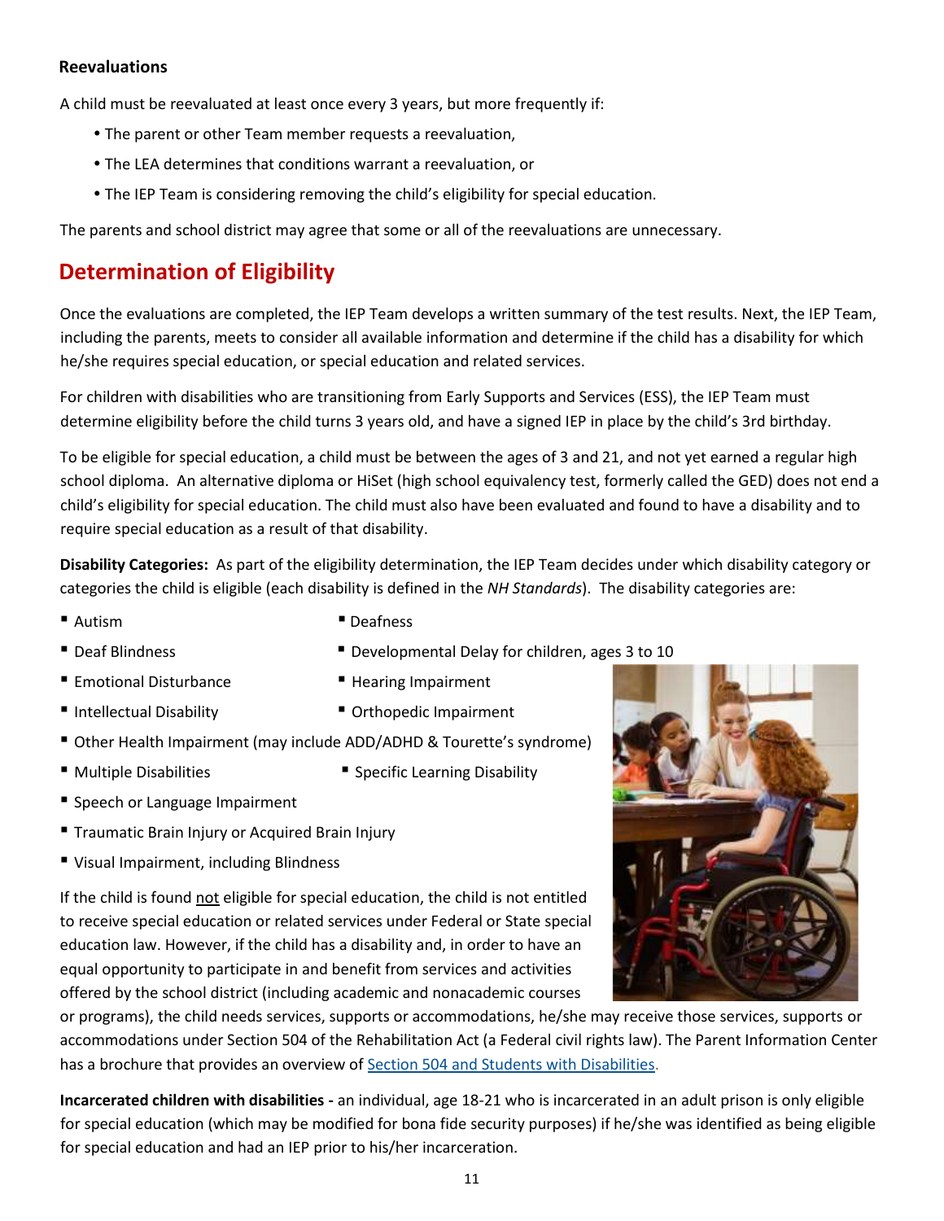### Reevaluations

A child must be reevaluated at least once every 3 years, but more frequently if:

- The parent or other Team member requests a reevaluation,
- The LEA determines that conditions warrant a reevaluation, or
- The IEP Team is considering removing the child's eligibility for special education.

The parents and school district may agree that some or all of the reevaluations are unnecessary.

## Determination of Eligibility

Once the evaluations are completed, the IEP Team develops a written summary of the test results. Next, the IEP Team, including the parents, meets to consider all available information and determine if the child has a disability for which he/she requires special education, or special education and related services.

For children with disabilities who are transitioning from Early Supports and Services (ESS), the IEP Team must determine eligibility before the child turns 3 years old, and have a signed IEP in place by the child's 3rd birthday.

To be eligible for special education, a child must be between the ages of 3 and 21, and not yet earned a regular high school diploma. An alternative diploma or HiSet (high school equivalency test, formerly called the GED) does not end a child's eligibility for special education. The child must also have been evaluated and found to have a disability and to require special education as a result of that disability.

**Disability Categories:** As part of the eligibility determination, the IEP Team decides under which disability category or categories the child is eligible (each disability is defined in the *NH Standards*). The disability categories are:

- Autism
- Deafness
- Deaf Blindness
- Developmental Delay for children, ages 3 to 10
- Emotional Disturbance
- Hearing Impairment
- Intellectual Disability
- Orthopedic Impairment
- Other Health Impairment (may include ADD/ADHD & Tourette's syndrome)
- Multiple Disabilities
- Specific Learning Disability
- Speech or Language Impairment
- Traumatic Brain Injury or Acquired Brain Injury
- Visual Impairment, including Blindness

If the child is found not eligible for special education, the child is not entitled to receive special education or related services under Federal or State special education law. However, if the child has a disability and, in order to have an equal opportunity to participate in and benefit from services and activities offered by the school district (including academic and nonacademic courses or programs), the child needs services, supports or accommodations, he/she may receive those services, supports or accommodations under Section 504 of the Rehabilitation Act (a Federal civil rights law). The Parent Information Center has a brochure that provides an overview of Section 504 and Students with Disabilities.

**Incarcerated children with disabilities -** an individual, age 18-21 who is incarcerated in an adult prison is only eligible for special education (which may be modified for bona fide security purposes) if he/she was identified as being eligible for special education and had an IEP prior to his/her incarceration.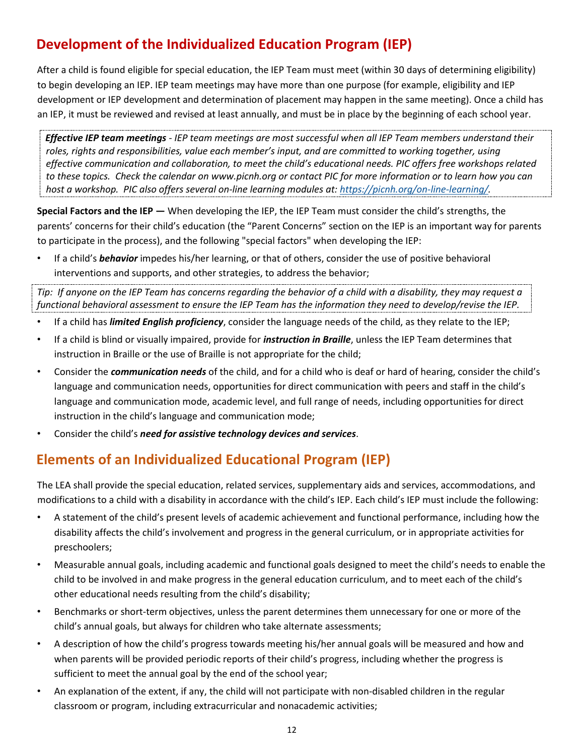## Development of the Individualized Education Program (IEP)

After a child is found eligible for special education, the IEP Team must meet (within 30 days of determining eligibility) to begin developing an IEP. IEP team meetings may have more than one purpose (for example, eligibility and IEP development or IEP development and determination of placement may happen in the same meeting). Once a child has an IEP, it must be reviewed and revised at least annually, and must be in place by the beginning of each school year.

> ***Effective IEP team meetings*** *- IEP team meetings are most successful when all IEP Team members understand their roles, rights and responsibilities, value each member's input, and are committed to working together, using effective communication and collaboration, to meet the child's educational needs. PIC offers free workshops related to these topics. Check the calendar on www.picnh.org or contact PIC for more information or to learn how you can host a workshop. PIC also offers several on-line learning modules at: [https://picnh.org/on-line-learning/](https://picnh.org/on-line-learning/).*

**Special Factors and the IEP —** When developing the IEP, the IEP Team must consider the child's strengths, the parents' concerns for their child's education (the "Parent Concerns" section on the IEP is an important way for parents to participate in the process), and the following "special factors" when developing the IEP:

- If a child's ***behavior*** impedes his/her learning, or that of others, consider the use of positive behavioral interventions and supports, and other strategies, to address the behavior;

> *Tip: If anyone on the IEP Team has concerns regarding the behavior of a child with a disability, they may request a functional behavioral assessment to ensure the IEP Team has the information they need to develop/revise the IEP.*

- If a child has ***limited English proficiency***, consider the language needs of the child, as they relate to the IEP;
- If a child is blind or visually impaired, provide for ***instruction in Braille***, unless the IEP Team determines that instruction in Braille or the use of Braille is not appropriate for the child;
- Consider the ***communication needs*** of the child, and for a child who is deaf or hard of hearing, consider the child's language and communication needs, opportunities for direct communication with peers and staff in the child's language and communication mode, academic level, and full range of needs, including opportunities for direct instruction in the child's language and communication mode;
- Consider the child's ***need for assistive technology devices and services***.

## Elements of an Individualized Educational Program (IEP)

The LEA shall provide the special education, related services, supplementary aids and services, accommodations, and modifications to a child with a disability in accordance with the child's IEP. Each child's IEP must include the following:

- A statement of the child's present levels of academic achievement and functional performance, including how the disability affects the child's involvement and progress in the general curriculum, or in appropriate activities for preschoolers;
- Measurable annual goals, including academic and functional goals designed to meet the child's needs to enable the child to be involved in and make progress in the general education curriculum, and to meet each of the child's other educational needs resulting from the child's disability;
- Benchmarks or short-term objectives, unless the parent determines them unnecessary for one or more of the child's annual goals, but always for children who take alternate assessments;
- A description of how the child's progress towards meeting his/her annual goals will be measured and how and when parents will be provided periodic reports of their child's progress, including whether the progress is sufficient to meet the annual goal by the end of the school year;
- An explanation of the extent, if any, the child will not participate with non-disabled children in the regular classroom or program, including extracurricular and nonacademic activities;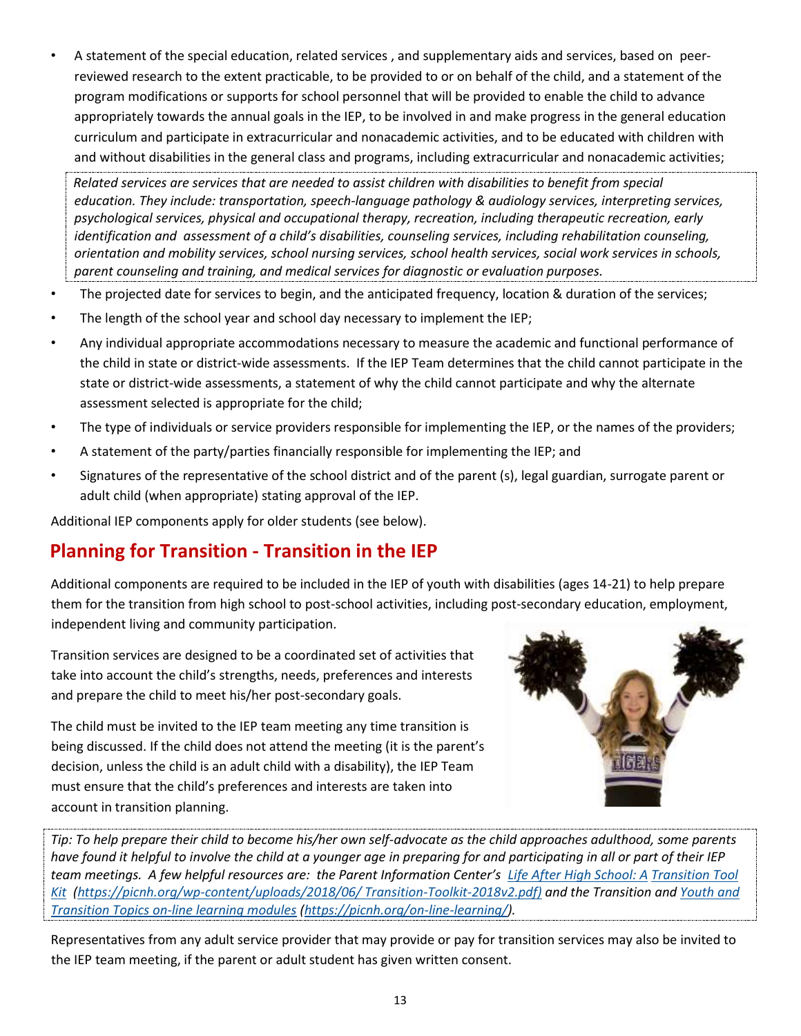- A statement of the special education, related services , and supplementary aids and services, based on peer-reviewed research to the extent practicable, to be provided to or on behalf of the child, and a statement of the program modifications or supports for school personnel that will be provided to enable the child to advance appropriately towards the annual goals in the IEP, to be involved in and make progress in the general education curriculum and participate in extracurricular and nonacademic activities, and to be educated with children with and without disabilities in the general class and programs, including extracurricular and nonacademic activities;

*Related services are services that are needed to assist children with disabilities to benefit from special education. They include: transportation, speech-language pathology & audiology services, interpreting services, psychological services, physical and occupational therapy, recreation, including therapeutic recreation, early identification and assessment of a child's disabilities, counseling services, including rehabilitation counseling, orientation and mobility services, school nursing services, school health services, social work services in schools, parent counseling and training, and medical services for diagnostic or evaluation purposes.*

- The projected date for services to begin, and the anticipated frequency, location & duration of the services;
- The length of the school year and school day necessary to implement the IEP;
- Any individual appropriate accommodations necessary to measure the academic and functional performance of the child in state or district-wide assessments. If the IEP Team determines that the child cannot participate in the state or district-wide assessments, a statement of why the child cannot participate and why the alternate assessment selected is appropriate for the child;
- The type of individuals or service providers responsible for implementing the IEP, or the names of the providers;
- A statement of the party/parties financially responsible for implementing the IEP; and
- Signatures of the representative of the school district and of the parent (s), legal guardian, surrogate parent or adult child (when appropriate) stating approval of the IEP.

Additional IEP components apply for older students (see below).

## Planning for Transition - Transition in the IEP

Additional components are required to be included in the IEP of youth with disabilities (ages 14-21) to help prepare them for the transition from high school to post-school activities, including post-secondary education, employment, independent living and community participation.

Transition services are designed to be a coordinated set of activities that take into account the child's strengths, needs, preferences and interests and prepare the child to meet his/her post-secondary goals.

The child must be invited to the IEP team meeting any time transition is being discussed. If the child does not attend the meeting (it is the parent's decision, unless the child is an adult child with a disability), the IEP Team must ensure that the child's preferences and interests are taken into account in transition planning.

*Tip: To help prepare their child to become his/her own self-advocate as the child approaches adulthood, some parents have found it helpful to involve the child at a younger age in preparing for and participating in all or part of their IEP team meetings. A few helpful resources are: the Parent Information Center's Life After High School: A Transition Tool Kit (https://picnh.org/wp-content/uploads/2018/06/ Transition-Toolkit-2018v2.pdf) and the Transition and Youth and Transition Topics on-line learning modules (https://picnh.org/on-line-learning/).*

Representatives from any adult service provider that may provide or pay for transition services may also be invited to the IEP team meeting, if the parent or adult student has given written consent.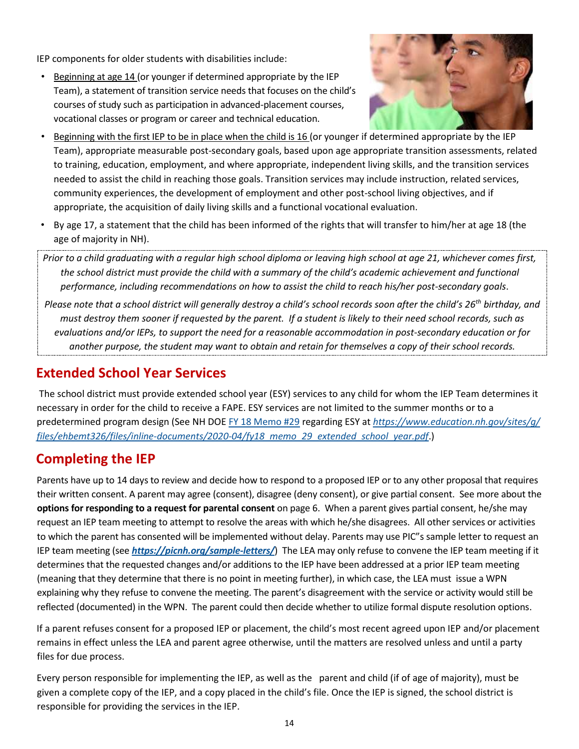IEP components for older students with disabilities include:

- Beginning at age 14 (or younger if determined appropriate by the IEP Team), a statement of transition service needs that focuses on the child's courses of study such as participation in advanced-placement courses, vocational classes or program or career and technical education.
- Beginning with the first IEP to be in place when the child is 16 (or younger if determined appropriate by the IEP Team), appropriate measurable post-secondary goals, based upon age appropriate transition assessments, related to training, education, employment, and where appropriate, independent living skills, and the transition services needed to assist the child in reaching those goals. Transition services may include instruction, related services, community experiences, the development of employment and other post-school living objectives, and if appropriate, the acquisition of daily living skills and a functional vocational evaluation.
- By age 17, a statement that the child has been informed of the rights that will transfer to him/her at age 18 (the age of majority in NH).

*Prior to a child graduating with a regular high school diploma or leaving high school at age 21, whichever comes first, the school district must provide the child with a summary of the child's academic achievement and functional performance, including recommendations on how to assist the child to reach his/her post-secondary goals.*

*Please note that a school district will generally destroy a child's school records soon after the child's 26th birthday, and must destroy them sooner if requested by the parent. If a student is likely to their need school records, such as evaluations and/or IEPs, to support the need for a reasonable accommodation in post-secondary education or for another purpose, the student may want to obtain and retain for themselves a copy of their school records.*

## Extended School Year Services

The school district must provide extended school year (ESY) services to any child for whom the IEP Team determines it necessary in order for the child to receive a FAPE. ESY services are not limited to the summer months or to a predetermined program design (See NH DOE FY 18 Memo #29 regarding ESY at *https://www.education.nh.gov/sites/g/files/ehbemt326/files/inline-documents/2020-04/fy18_memo_29_extended_school_year.pdf*.)

## Completing the IEP

Parents have up to 14 days to review and decide how to respond to a proposed IEP or to any other proposal that requires their written consent. A parent may agree (consent), disagree (deny consent), or give partial consent. See more about the **options for responding to a request for parental consent** on page 6. When a parent gives partial consent, he/she may request an IEP team meeting to attempt to resolve the areas with which he/she disagrees. All other services or activities to which the parent has consented will be implemented without delay. Parents may use PIC"s sample letter to request an IEP team meeting (see ***https://picnh.org/sample-letters/***) The LEA may only refuse to convene the IEP team meeting if it determines that the requested changes and/or additions to the IEP have been addressed at a prior IEP team meeting (meaning that they determine that there is no point in meeting further), in which case, the LEA must issue a WPN explaining why they refuse to convene the meeting. The parent's disagreement with the service or activity would still be reflected (documented) in the WPN. The parent could then decide whether to utilize formal dispute resolution options.

If a parent refuses consent for a proposed IEP or placement, the child's most recent agreed upon IEP and/or placement remains in effect unless the LEA and parent agree otherwise, until the matters are resolved unless and until a party files for due process.

Every person responsible for implementing the IEP, as well as the parent and child (if of age of majority), must be given a complete copy of the IEP, and a copy placed in the child's file. Once the IEP is signed, the school district is responsible for providing the services in the IEP.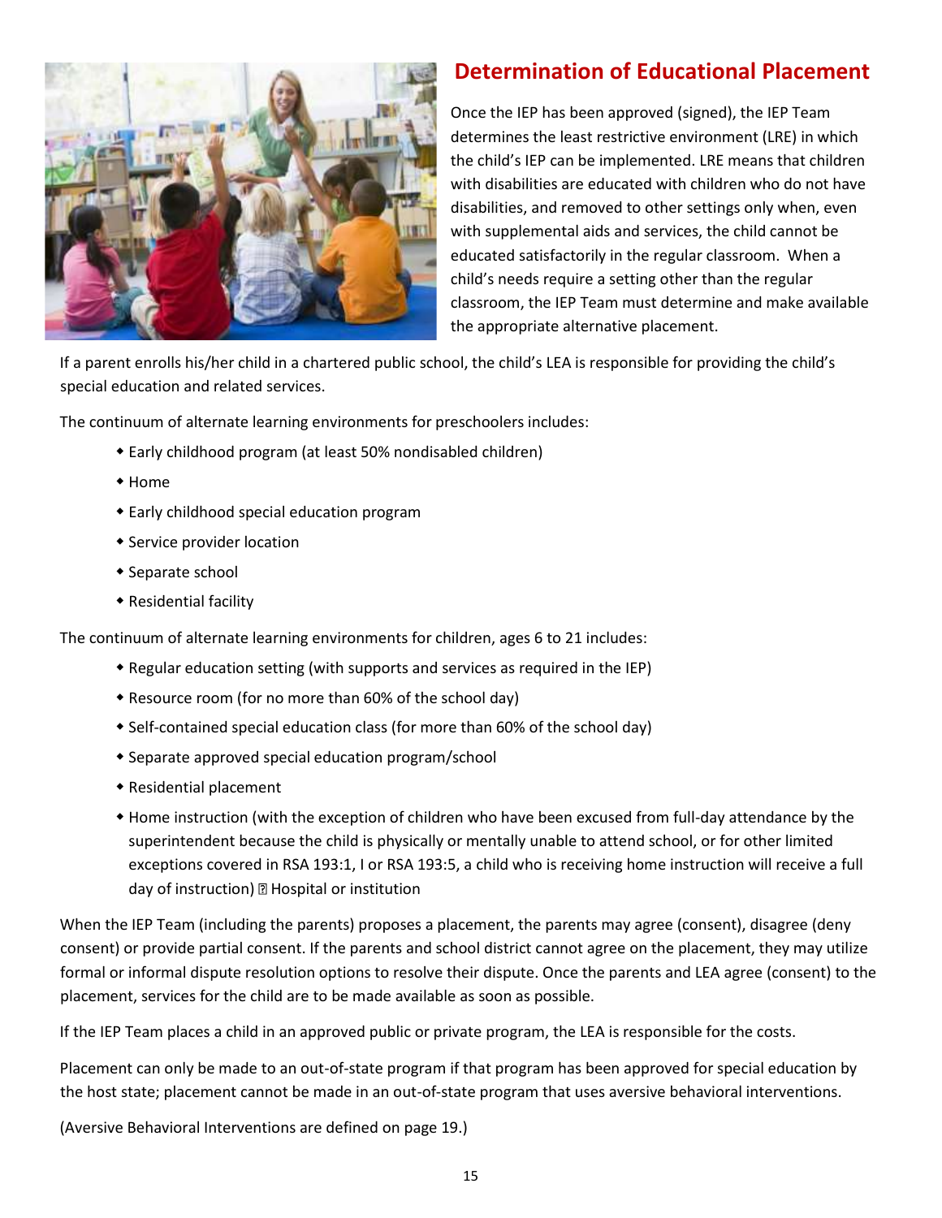## Determination of Educational Placement

Once the IEP has been approved (signed), the IEP Team determines the least restrictive environment (LRE) in which the child's IEP can be implemented. LRE means that children with disabilities are educated with children who do not have disabilities, and removed to other settings only when, even with supplemental aids and services, the child cannot be educated satisfactorily in the regular classroom. When a child's needs require a setting other than the regular classroom, the IEP Team must determine and make available the appropriate alternative placement.

If a parent enrolls his/her child in a chartered public school, the child's LEA is responsible for providing the child's special education and related services.

The continuum of alternate learning environments for preschoolers includes:

- Early childhood program (at least 50% nondisabled children)
- Home
- Early childhood special education program
- Service provider location
- Separate school
- Residential facility

The continuum of alternate learning environments for children, ages 6 to 21 includes:

- Regular education setting (with supports and services as required in the IEP)
- Resource room (for no more than 60% of the school day)
- Self-contained special education class (for more than 60% of the school day)
- Separate approved special education program/school
- Residential placement
- Home instruction (with the exception of children who have been excused from full-day attendance by the superintendent because the child is physically or mentally unable to attend school, or for other limited exceptions covered in RSA 193:1, I or RSA 193:5, a child who is receiving home instruction will receive a full day of instruction)
- Hospital or institution

When the IEP Team (including the parents) proposes a placement, the parents may agree (consent), disagree (deny consent) or provide partial consent. If the parents and school district cannot agree on the placement, they may utilize formal or informal dispute resolution options to resolve their dispute. Once the parents and LEA agree (consent) to the placement, services for the child are to be made available as soon as possible.

If the IEP Team places a child in an approved public or private program, the LEA is responsible for the costs.

Placement can only be made to an out-of-state program if that program has been approved for special education by the host state; placement cannot be made in an out-of-state program that uses aversive behavioral interventions.

(Aversive Behavioral Interventions are defined on page 19.)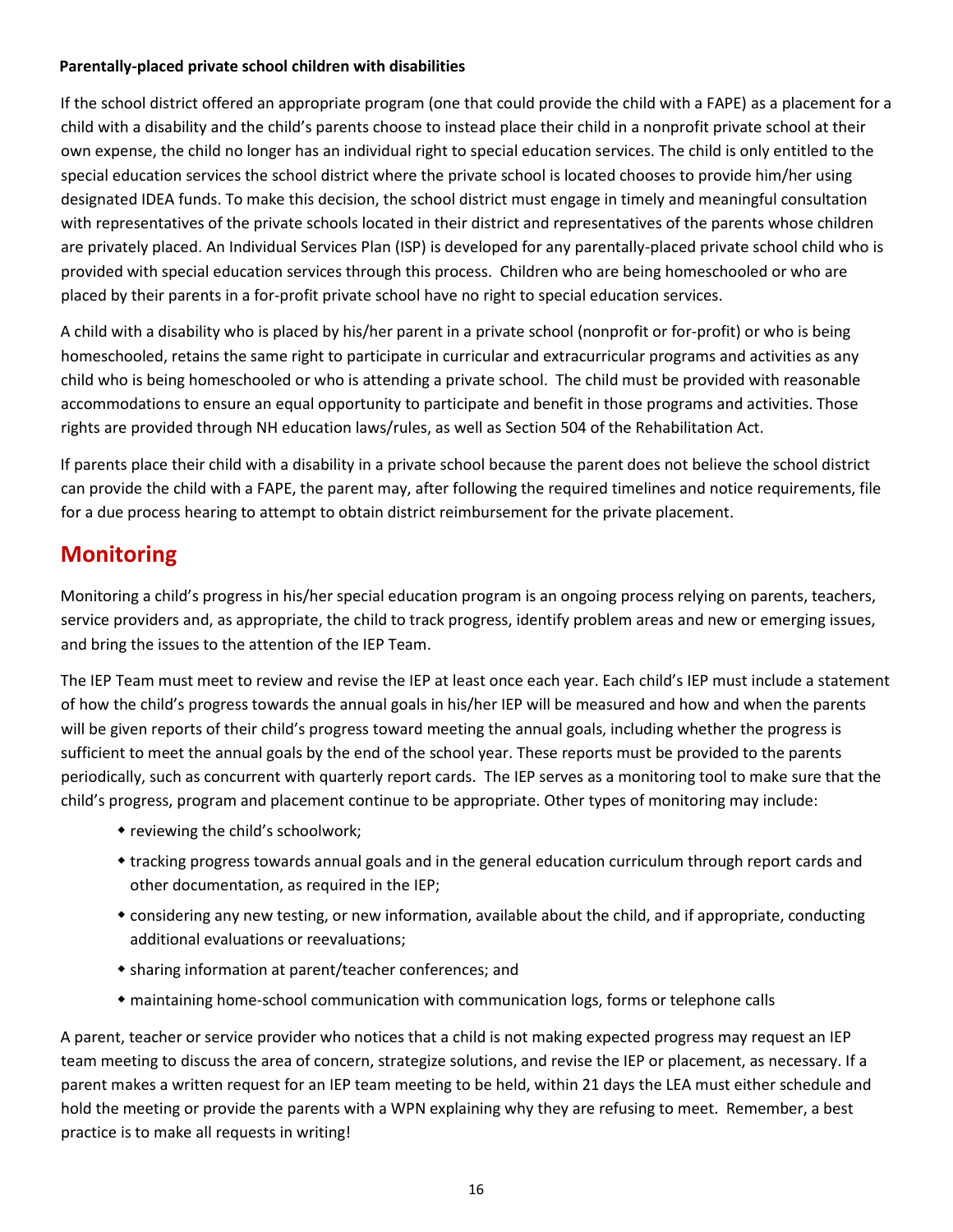**Parentally-placed private school children with disabilities**

If the school district offered an appropriate program (one that could provide the child with a FAPE) as a placement for a child with a disability and the child's parents choose to instead place their child in a nonprofit private school at their own expense, the child no longer has an individual right to special education services. The child is only entitled to the special education services the school district where the private school is located chooses to provide him/her using designated IDEA funds. To make this decision, the school district must engage in timely and meaningful consultation with representatives of the private schools located in their district and representatives of the parents whose children are privately placed. An Individual Services Plan (ISP) is developed for any parentally-placed private school child who is provided with special education services through this process. Children who are being homeschooled or who are placed by their parents in a for-profit private school have no right to special education services.

A child with a disability who is placed by his/her parent in a private school (nonprofit or for-profit) or who is being homeschooled, retains the same right to participate in curricular and extracurricular programs and activities as any child who is being homeschooled or who is attending a private school. The child must be provided with reasonable accommodations to ensure an equal opportunity to participate and benefit in those programs and activities. Those rights are provided through NH education laws/rules, as well as Section 504 of the Rehabilitation Act.

If parents place their child with a disability in a private school because the parent does not believe the school district can provide the child with a FAPE, the parent may, after following the required timelines and notice requirements, file for a due process hearing to attempt to obtain district reimbursement for the private placement.

## Monitoring

Monitoring a child's progress in his/her special education program is an ongoing process relying on parents, teachers, service providers and, as appropriate, the child to track progress, identify problem areas and new or emerging issues, and bring the issues to the attention of the IEP Team.

The IEP Team must meet to review and revise the IEP at least once each year. Each child's IEP must include a statement of how the child's progress towards the annual goals in his/her IEP will be measured and how and when the parents will be given reports of their child's progress toward meeting the annual goals, including whether the progress is sufficient to meet the annual goals by the end of the school year. These reports must be provided to the parents periodically, such as concurrent with quarterly report cards. The IEP serves as a monitoring tool to make sure that the child's progress, program and placement continue to be appropriate. Other types of monitoring may include:

- reviewing the child's schoolwork;
- tracking progress towards annual goals and in the general education curriculum through report cards and other documentation, as required in the IEP;
- considering any new testing, or new information, available about the child, and if appropriate, conducting additional evaluations or reevaluations;
- sharing information at parent/teacher conferences; and
- maintaining home-school communication with communication logs, forms or telephone calls

A parent, teacher or service provider who notices that a child is not making expected progress may request an IEP team meeting to discuss the area of concern, strategize solutions, and revise the IEP or placement, as necessary. If a parent makes a written request for an IEP team meeting to be held, within 21 days the LEA must either schedule and hold the meeting or provide the parents with a WPN explaining why they are refusing to meet. Remember, a best practice is to make all requests in writing!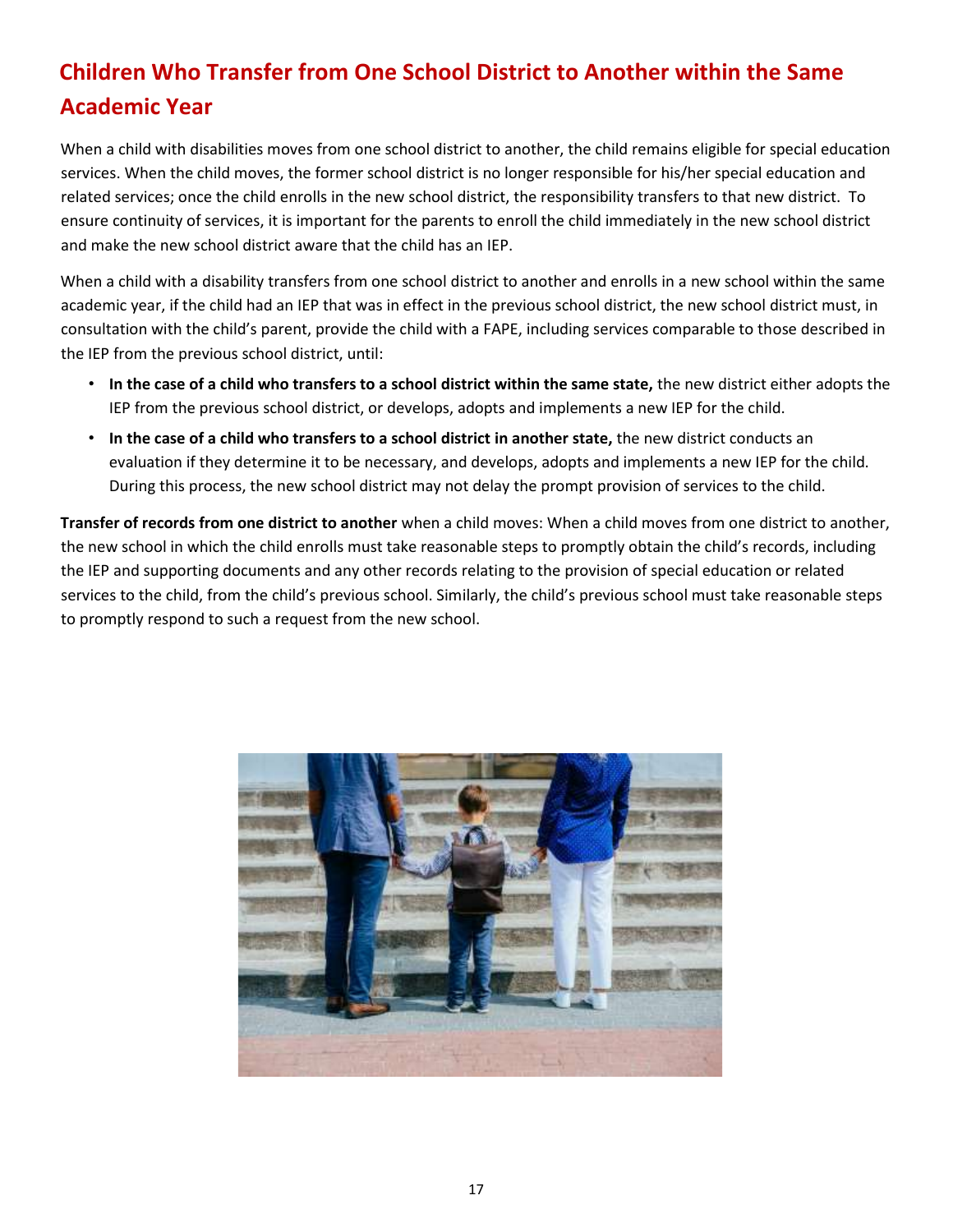## Children Who Transfer from One School District to Another within the Same Academic Year

When a child with disabilities moves from one school district to another, the child remains eligible for special education services. When the child moves, the former school district is no longer responsible for his/her special education and related services; once the child enrolls in the new school district, the responsibility transfers to that new district. To ensure continuity of services, it is important for the parents to enroll the child immediately in the new school district and make the new school district aware that the child has an IEP.

When a child with a disability transfers from one school district to another and enrolls in a new school within the same academic year, if the child had an IEP that was in effect in the previous school district, the new school district must, in consultation with the child's parent, provide the child with a FAPE, including services comparable to those described in the IEP from the previous school district, until:

- **In the case of a child who transfers to a school district within the same state,** the new district either adopts the IEP from the previous school district, or develops, adopts and implements a new IEP for the child.
- **In the case of a child who transfers to a school district in another state,** the new district conducts an evaluation if they determine it to be necessary, and develops, adopts and implements a new IEP for the child. During this process, the new school district may not delay the prompt provision of services to the child.

**Transfer of records from one district to another** when a child moves: When a child moves from one district to another, the new school in which the child enrolls must take reasonable steps to promptly obtain the child's records, including the IEP and supporting documents and any other records relating to the provision of special education or related services to the child, from the child's previous school. Similarly, the child's previous school must take reasonable steps to promptly respond to such a request from the new school.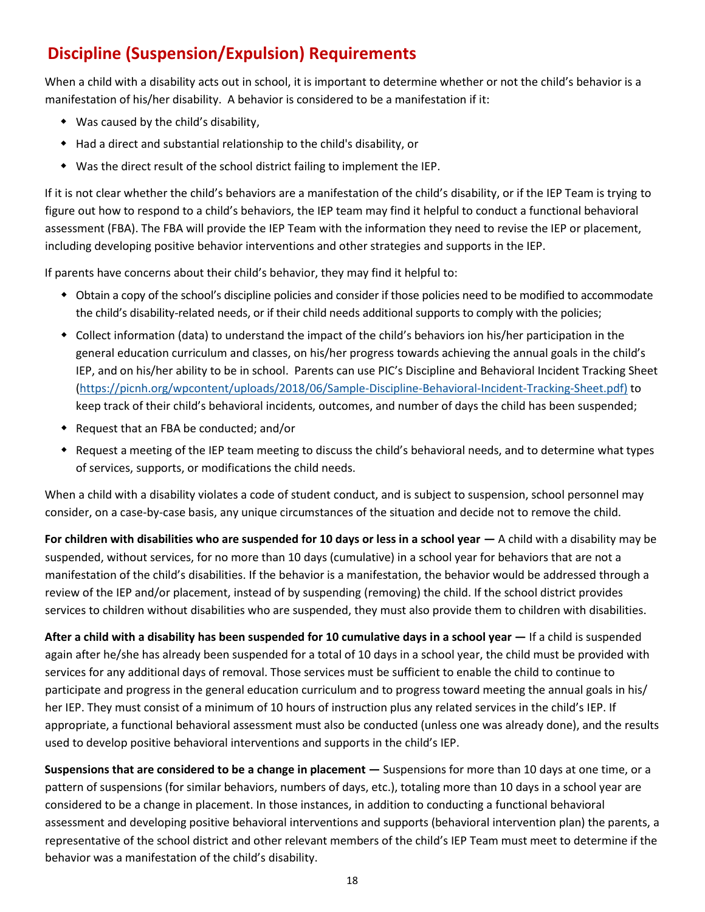## Discipline (Suspension/Expulsion) Requirements

When a child with a disability acts out in school, it is important to determine whether or not the child's behavior is a manifestation of his/her disability. A behavior is considered to be a manifestation if it:

- Was caused by the child's disability,
- Had a direct and substantial relationship to the child's disability, or
- Was the direct result of the school district failing to implement the IEP.

If it is not clear whether the child's behaviors are a manifestation of the child's disability, or if the IEP Team is trying to figure out how to respond to a child's behaviors, the IEP team may find it helpful to conduct a functional behavioral assessment (FBA). The FBA will provide the IEP Team with the information they need to revise the IEP or placement, including developing positive behavior interventions and other strategies and supports in the IEP.

If parents have concerns about their child's behavior, they may find it helpful to:

- Obtain a copy of the school's discipline policies and consider if those policies need to be modified to accommodate the child's disability-related needs, or if their child needs additional supports to comply with the policies;
- Collect information (data) to understand the impact of the child's behaviors ion his/her participation in the general education curriculum and classes, on his/her progress towards achieving the annual goals in the child's IEP, and on his/her ability to be in school. Parents can use PIC's Discipline and Behavioral Incident Tracking Sheet (https://picnh.org/wpcontent/uploads/2018/06/Sample-Discipline-Behavioral-Incident-Tracking-Sheet.pdf) to keep track of their child's behavioral incidents, outcomes, and number of days the child has been suspended;
- Request that an FBA be conducted; and/or
- Request a meeting of the IEP team meeting to discuss the child's behavioral needs, and to determine what types of services, supports, or modifications the child needs.

When a child with a disability violates a code of student conduct, and is subject to suspension, school personnel may consider, on a case-by-case basis, any unique circumstances of the situation and decide not to remove the child.

**For children with disabilities who are suspended for 10 days or less in a school year —** A child with a disability may be suspended, without services, for no more than 10 days (cumulative) in a school year for behaviors that are not a manifestation of the child's disabilities. If the behavior is a manifestation, the behavior would be addressed through a review of the IEP and/or placement, instead of by suspending (removing) the child. If the school district provides services to children without disabilities who are suspended, they must also provide them to children with disabilities.

**After a child with a disability has been suspended for 10 cumulative days in a school year —** If a child is suspended again after he/she has already been suspended for a total of 10 days in a school year, the child must be provided with services for any additional days of removal. Those services must be sufficient to enable the child to continue to participate and progress in the general education curriculum and to progress toward meeting the annual goals in his/her IEP. They must consist of a minimum of 10 hours of instruction plus any related services in the child's IEP. If appropriate, a functional behavioral assessment must also be conducted (unless one was already done), and the results used to develop positive behavioral interventions and supports in the child's IEP.

**Suspensions that are considered to be a change in placement —** Suspensions for more than 10 days at one time, or a pattern of suspensions (for similar behaviors, numbers of days, etc.), totaling more than 10 days in a school year are considered to be a change in placement. In those instances, in addition to conducting a functional behavioral assessment and developing positive behavioral interventions and supports (behavioral intervention plan) the parents, a representative of the school district and other relevant members of the child's IEP Team must meet to determine if the behavior was a manifestation of the child's disability.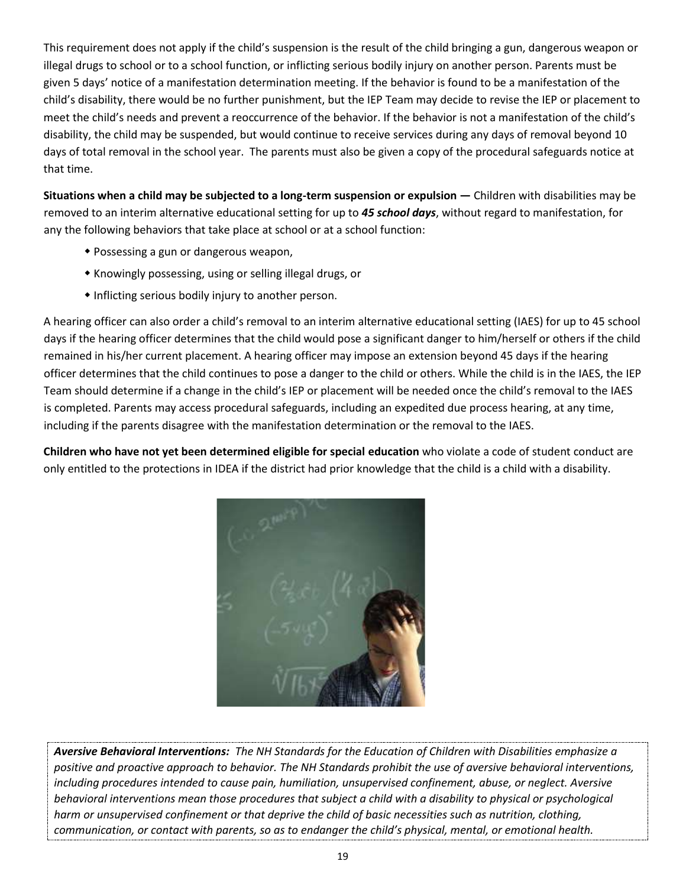This requirement does not apply if the child's suspension is the result of the child bringing a gun, dangerous weapon or illegal drugs to school or to a school function, or inflicting serious bodily injury on another person. Parents must be given 5 days' notice of a manifestation determination meeting. If the behavior is found to be a manifestation of the child's disability, there would be no further punishment, but the IEP Team may decide to revise the IEP or placement to meet the child's needs and prevent a reoccurrence of the behavior. If the behavior is not a manifestation of the child's disability, the child may be suspended, but would continue to receive services during any days of removal beyond 10 days of total removal in the school year. The parents must also be given a copy of the procedural safeguards notice at that time.

**Situations when a child may be subjected to a long-term suspension or expulsion —** Children with disabilities may be removed to an interim alternative educational setting for up to ***45 school days***, without regard to manifestation, for any the following behaviors that take place at school or at a school function:

- Possessing a gun or dangerous weapon,
- Knowingly possessing, using or selling illegal drugs, or
- Inflicting serious bodily injury to another person.

A hearing officer can also order a child's removal to an interim alternative educational setting (IAES) for up to 45 school days if the hearing officer determines that the child would pose a significant danger to him/herself or others if the child remained in his/her current placement. A hearing officer may impose an extension beyond 45 days if the hearing officer determines that the child continues to pose a danger to the child or others. While the child is in the IAES, the IEP Team should determine if a change in the child's IEP or placement will be needed once the child's removal to the IAES is completed. Parents may access procedural safeguards, including an expedited due process hearing, at any time, including if the parents disagree with the manifestation determination or the removal to the IAES.

**Children who have not yet been determined eligible for special education** who violate a code of student conduct are only entitled to the protections in IDEA if the district had prior knowledge that the child is a child with a disability.

***Aversive Behavioral Interventions:*** *The NH Standards for the Education of Children with Disabilities emphasize a positive and proactive approach to behavior. The NH Standards prohibit the use of aversive behavioral interventions, including procedures intended to cause pain, humiliation, unsupervised confinement, abuse, or neglect. Aversive behavioral interventions mean those procedures that subject a child with a disability to physical or psychological harm or unsupervised confinement or that deprive the child of basic necessities such as nutrition, clothing, communication, or contact with parents, so as to endanger the child's physical, mental, or emotional health.*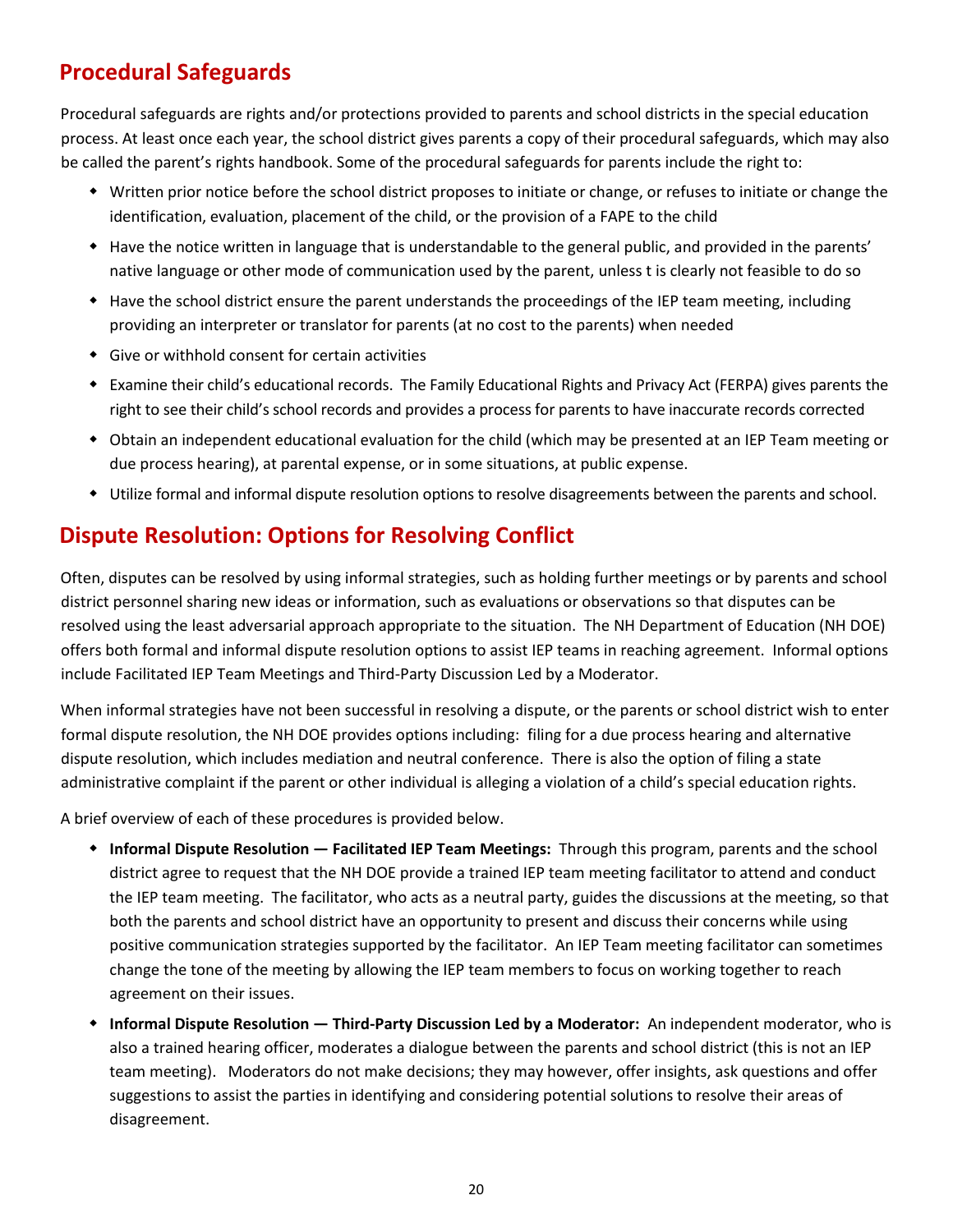## Procedural Safeguards

Procedural safeguards are rights and/or protections provided to parents and school districts in the special education process. At least once each year, the school district gives parents a copy of their procedural safeguards, which may also be called the parent's rights handbook. Some of the procedural safeguards for parents include the right to:

- Written prior notice before the school district proposes to initiate or change, or refuses to initiate or change the identification, evaluation, placement of the child, or the provision of a FAPE to the child
- Have the notice written in language that is understandable to the general public, and provided in the parents' native language or other mode of communication used by the parent, unless t is clearly not feasible to do so
- Have the school district ensure the parent understands the proceedings of the IEP team meeting, including providing an interpreter or translator for parents (at no cost to the parents) when needed
- Give or withhold consent for certain activities
- Examine their child's educational records. The Family Educational Rights and Privacy Act (FERPA) gives parents the right to see their child's school records and provides a process for parents to have inaccurate records corrected
- Obtain an independent educational evaluation for the child (which may be presented at an IEP Team meeting or due process hearing), at parental expense, or in some situations, at public expense.
- Utilize formal and informal dispute resolution options to resolve disagreements between the parents and school.

## Dispute Resolution: Options for Resolving Conflict

Often, disputes can be resolved by using informal strategies, such as holding further meetings or by parents and school district personnel sharing new ideas or information, such as evaluations or observations so that disputes can be resolved using the least adversarial approach appropriate to the situation. The NH Department of Education (NH DOE) offers both formal and informal dispute resolution options to assist IEP teams in reaching agreement. Informal options include Facilitated IEP Team Meetings and Third-Party Discussion Led by a Moderator.

When informal strategies have not been successful in resolving a dispute, or the parents or school district wish to enter formal dispute resolution, the NH DOE provides options including: filing for a due process hearing and alternative dispute resolution, which includes mediation and neutral conference. There is also the option of filing a state administrative complaint if the parent or other individual is alleging a violation of a child's special education rights.

A brief overview of each of these procedures is provided below.

- **Informal Dispute Resolution — Facilitated IEP Team Meetings:** Through this program, parents and the school district agree to request that the NH DOE provide a trained IEP team meeting facilitator to attend and conduct the IEP team meeting. The facilitator, who acts as a neutral party, guides the discussions at the meeting, so that both the parents and school district have an opportunity to present and discuss their concerns while using positive communication strategies supported by the facilitator. An IEP Team meeting facilitator can sometimes change the tone of the meeting by allowing the IEP team members to focus on working together to reach agreement on their issues.
- **Informal Dispute Resolution — Third-Party Discussion Led by a Moderator:** An independent moderator, who is also a trained hearing officer, moderates a dialogue between the parents and school district (this is not an IEP team meeting). Moderators do not make decisions; they may however, offer insights, ask questions and offer suggestions to assist the parties in identifying and considering potential solutions to resolve their areas of disagreement.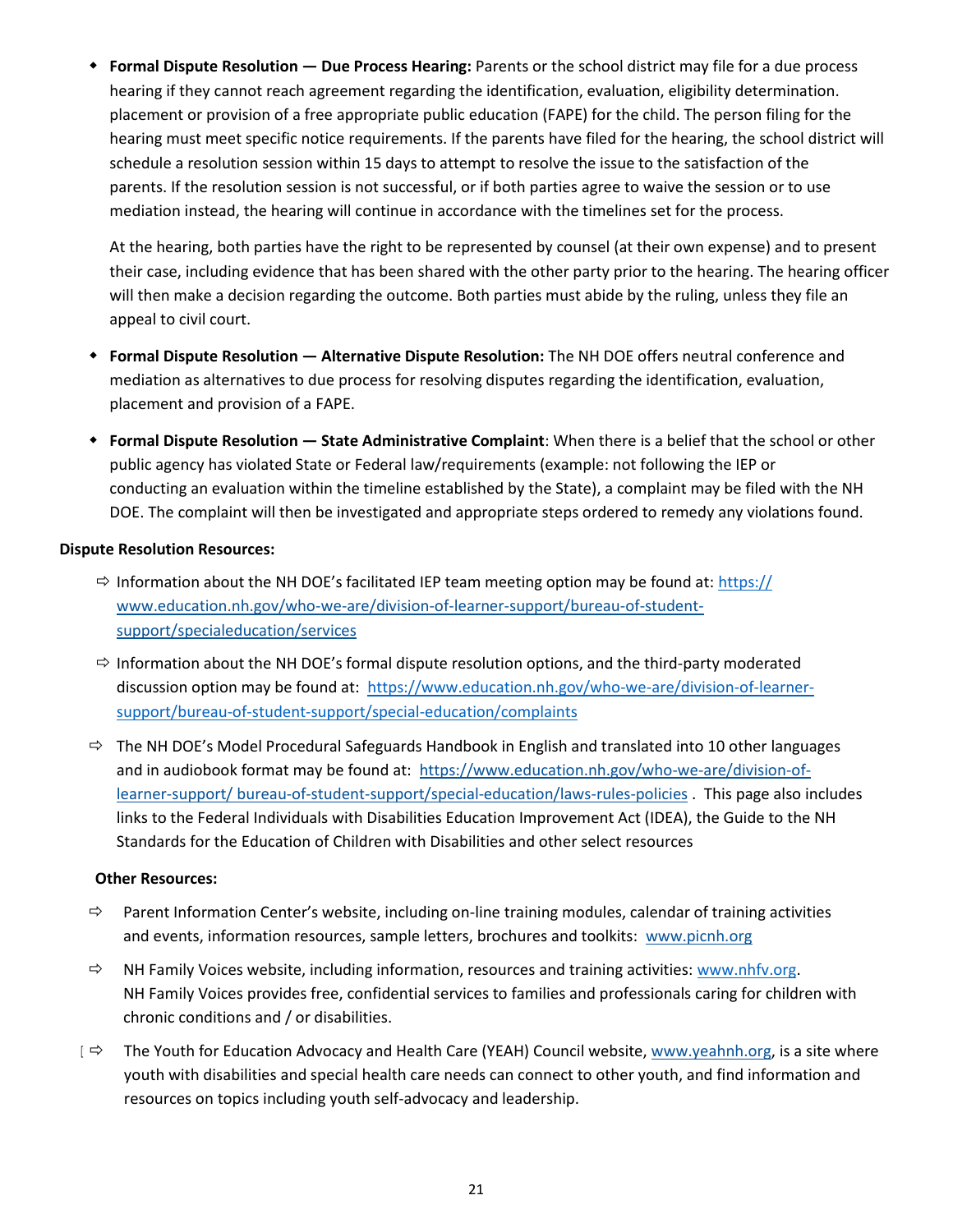- **Formal Dispute Resolution — Due Process Hearing:** Parents or the school district may file for a due process hearing if they cannot reach agreement regarding the identification, evaluation, eligibility determination. placement or provision of a free appropriate public education (FAPE) for the child. The person filing for the hearing must meet specific notice requirements. If the parents have filed for the hearing, the school district will schedule a resolution session within 15 days to attempt to resolve the issue to the satisfaction of the parents. If the resolution session is not successful, or if both parties agree to waive the session or to use mediation instead, the hearing will continue in accordance with the timelines set for the process.

  At the hearing, both parties have the right to be represented by counsel (at their own expense) and to present their case, including evidence that has been shared with the other party prior to the hearing. The hearing officer will then make a decision regarding the outcome. Both parties must abide by the ruling, unless they file an appeal to civil court.

- **Formal Dispute Resolution — Alternative Dispute Resolution:** The NH DOE offers neutral conference and mediation as alternatives to due process for resolving disputes regarding the identification, evaluation, placement and provision of a FAPE.

- **Formal Dispute Resolution — State Administrative Complaint**: When there is a belief that the school or other public agency has violated State or Federal law/requirements (example: not following the IEP or conducting an evaluation within the timeline established by the State), a complaint may be filed with the NH DOE. The complaint will then be investigated and appropriate steps ordered to remedy any violations found.

**Dispute Resolution Resources:**

- ⇨ Information about the NH DOE's facilitated IEP team meeting option may be found at: https://www.education.nh.gov/who-we-are/division-of-learner-support/bureau-of-student-support/specialeducation/services
- ⇨ Information about the NH DOE's formal dispute resolution options, and the third-party moderated discussion option may be found at: https://www.education.nh.gov/who-we-are/division-of-learner-support/bureau-of-student-support/special-education/complaints
- ⇨ The NH DOE's Model Procedural Safeguards Handbook in English and translated into 10 other languages and in audiobook format may be found at: https://www.education.nh.gov/who-we-are/division-of-learner-support/ bureau-of-student-support/special-education/laws-rules-policies . This page also includes links to the Federal Individuals with Disabilities Education Improvement Act (IDEA), the Guide to the NH Standards for the Education of Children with Disabilities and other select resources

**Other Resources:**

- ⇨ Parent Information Center's website, including on-line training modules, calendar of training activities and events, information resources, sample letters, brochures and toolkits: www.picnh.org
- ⇨ NH Family Voices website, including information, resources and training activities: www.nhfv.org. NH Family Voices provides free, confidential services to families and professionals caring for children with chronic conditions and / or disabilities.
- ⇨ The Youth for Education Advocacy and Health Care (YEAH) Council website, www.yeahnh.org, is a site where youth with disabilities and special health care needs can connect to other youth, and find information and resources on topics including youth self-advocacy and leadership.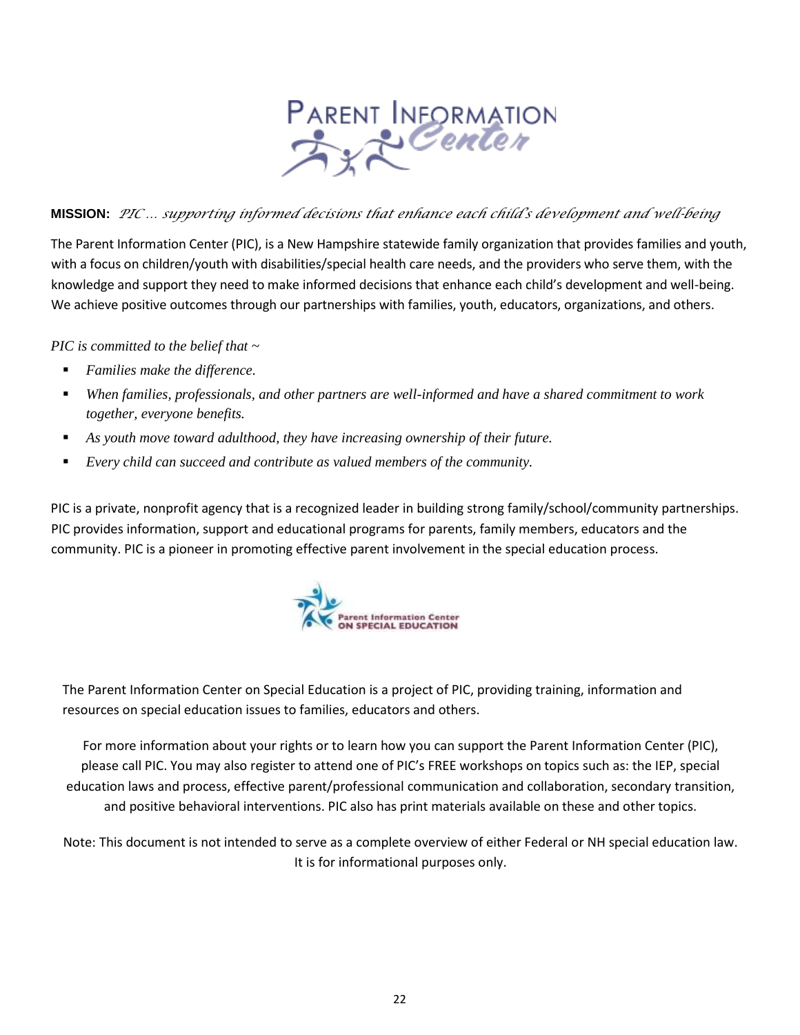**MISSION:** *PIC… supporting informed decisions that enhance each child's development and well-being*

The Parent Information Center (PIC), is a New Hampshire statewide family organization that provides families and youth, with a focus on children/youth with disabilities/special health care needs, and the providers who serve them, with the knowledge and support they need to make informed decisions that enhance each child's development and well-being. We achieve positive outcomes through our partnerships with families, youth, educators, organizations, and others.

*PIC is committed to the belief that ~*

- *Families make the difference.*
- *When families, professionals, and other partners are well-informed and have a shared commitment to work together, everyone benefits.*
- *As youth move toward adulthood, they have increasing ownership of their future.*
- *Every child can succeed and contribute as valued members of the community.*

PIC is a private, nonprofit agency that is a recognized leader in building strong family/school/community partnerships. PIC provides information, support and educational programs for parents, family members, educators and the community. PIC is a pioneer in promoting effective parent involvement in the special education process.

The Parent Information Center on Special Education is a project of PIC, providing training, information and resources on special education issues to families, educators and others.

For more information about your rights or to learn how you can support the Parent Information Center (PIC), please call PIC. You may also register to attend one of PIC's FREE workshops on topics such as: the IEP, special education laws and process, effective parent/professional communication and collaboration, secondary transition, and positive behavioral interventions. PIC also has print materials available on these and other topics.

Note: This document is not intended to serve as a complete overview of either Federal or NH special education law. It is for informational purposes only.